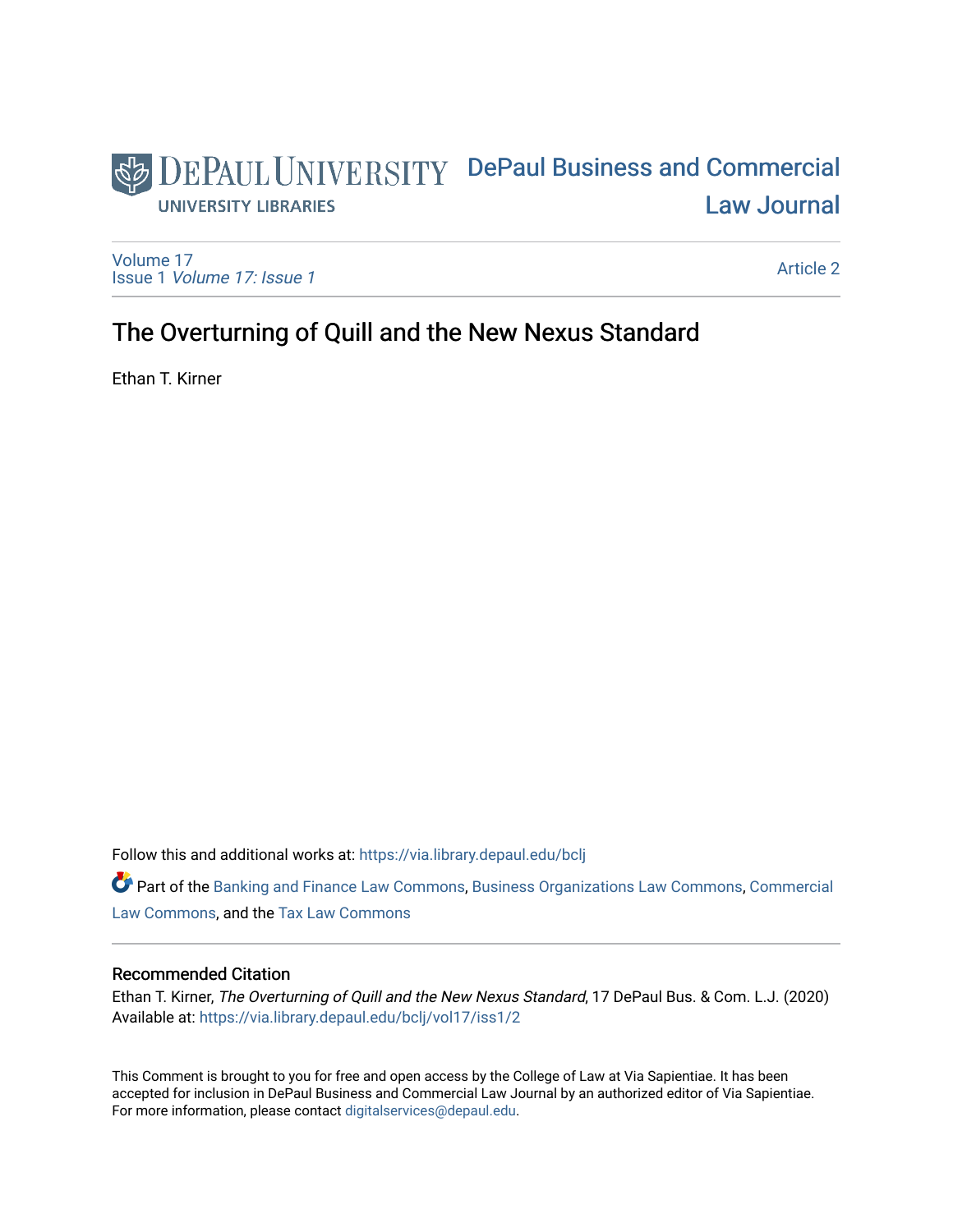DePaul University Libraries

# DePaul Business and Commercial Law Journal

Volume 17
Issue 1 *Volume 17: Issue 1*

Article 2

## The Overturning of Quill and the New Nexus Standard

Ethan T. Kirner

Follow this and additional works at: https://via.library.depaul.edu/bclj

Part of the Banking and Finance Law Commons, Business Organizations Law Commons, Commercial Law Commons, and the Tax Law Commons

### Recommended Citation

Ethan T. Kirner, *The Overturning of Quill and the New Nexus Standard*, 17 DePaul Bus. & Com. L.J. (2020)
Available at: https://via.library.depaul.edu/bclj/vol17/iss1/2

This Comment is brought to you for free and open access by the College of Law at Via Sapientiae. It has been accepted for inclusion in DePaul Business and Commercial Law Journal by an authorized editor of Via Sapientiae. For more information, please contact digitalservices@depaul.edu.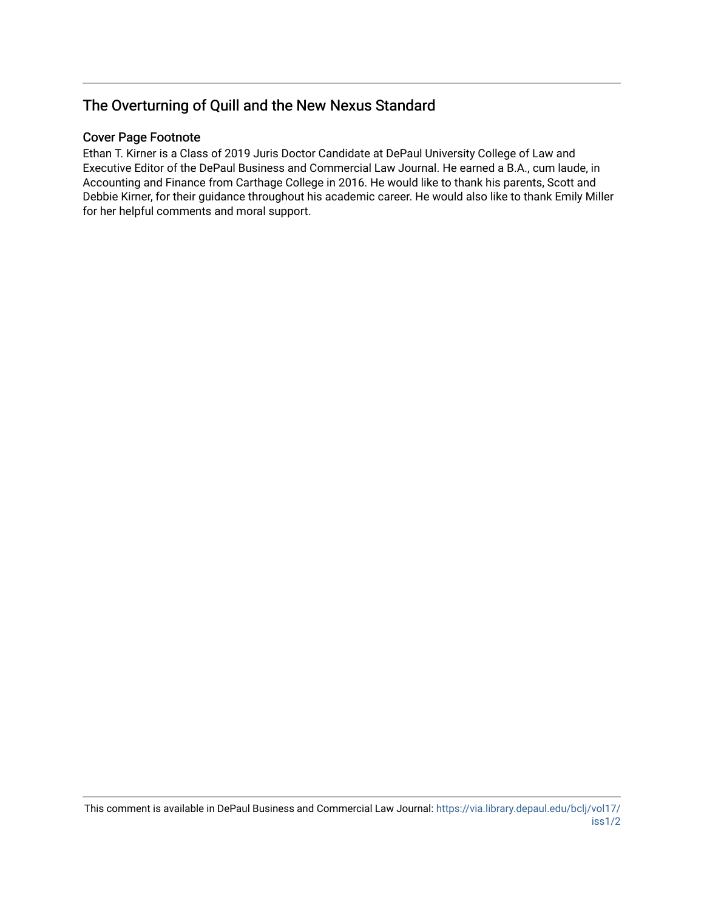## The Overturning of Quill and the New Nexus Standard

### Cover Page Footnote

Ethan T. Kirner is a Class of 2019 Juris Doctor Candidate at DePaul University College of Law and Executive Editor of the DePaul Business and Commercial Law Journal. He earned a B.A., cum laude, in Accounting and Finance from Carthage College in 2016. He would like to thank his parents, Scott and Debbie Kirner, for their guidance throughout his academic career. He would also like to thank Emily Miller for her helpful comments and moral support.

This comment is available in DePaul Business and Commercial Law Journal: https://via.library.depaul.edu/bclj/vol17/iss1/2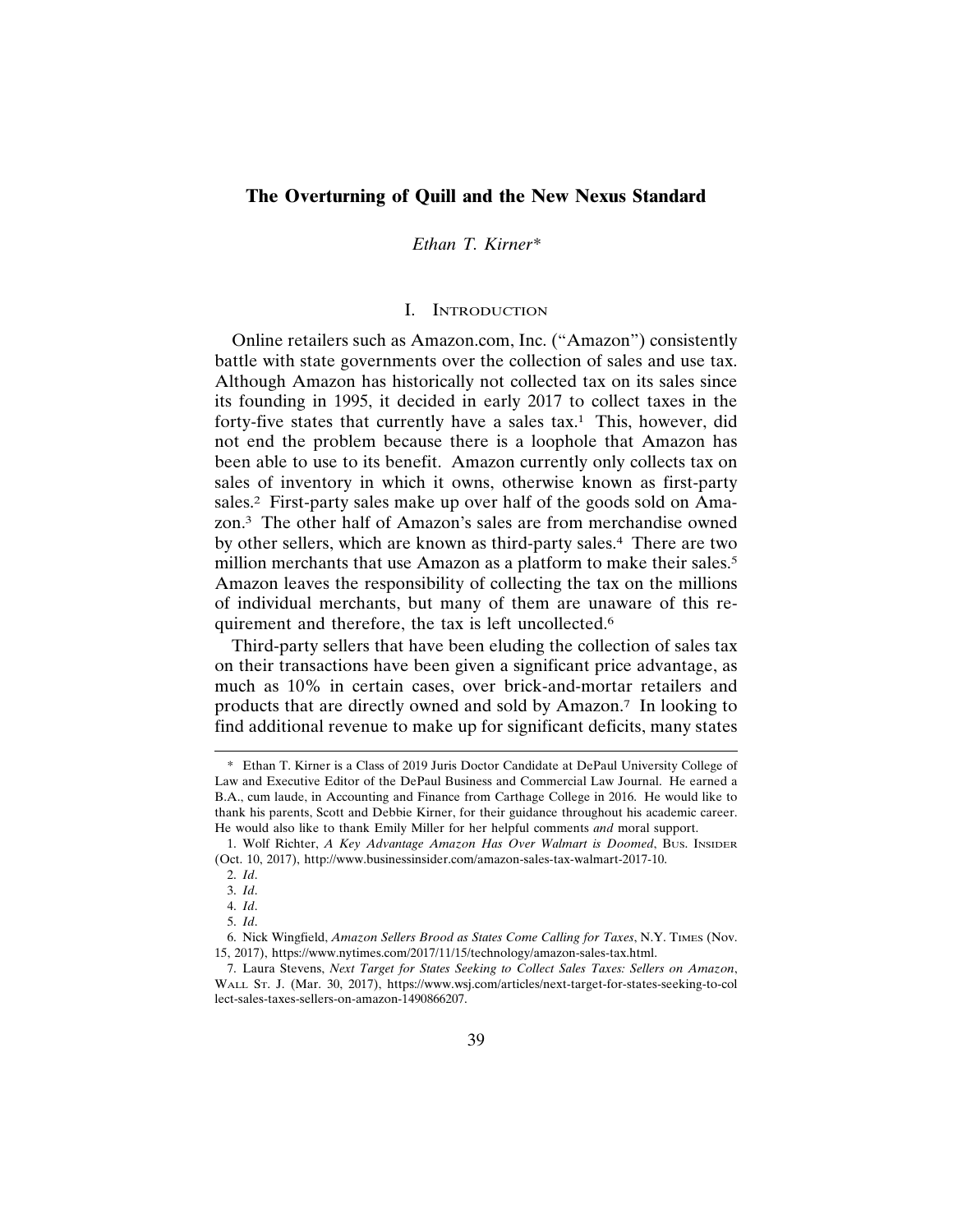# The Overturning of Quill and the New Nexus Standard

*Ethan T. Kirner*\*

## I. Introduction

Online retailers such as Amazon.com, Inc. ("Amazon") consistently battle with state governments over the collection of sales and use tax. Although Amazon has historically not collected tax on its sales since its founding in 1995, it decided in early 2017 to collect taxes in the forty-five states that currently have a sales tax.[1] This, however, did not end the problem because there is a loophole that Amazon has been able to use to its benefit. Amazon currently only collects tax on sales of inventory in which it owns, otherwise known as first-party sales.[2] First-party sales make up over half of the goods sold on Amazon.[3] The other half of Amazon's sales are from merchandise owned by other sellers, which are known as third-party sales.[4] There are two million merchants that use Amazon as a platform to make their sales.[5] Amazon leaves the responsibility of collecting the tax on the millions of individual merchants, but many of them are unaware of this requirement and therefore, the tax is left uncollected.[6]

Third-party sellers that have been eluding the collection of sales tax on their transactions have been given a significant price advantage, as much as 10% in certain cases, over brick-and-mortar retailers and products that are directly owned and sold by Amazon.[7] In looking to find additional revenue to make up for significant deficits, many states

---

\* Ethan T. Kirner is a Class of 2019 Juris Doctor Candidate at DePaul University College of Law and Executive Editor of the DePaul Business and Commercial Law Journal. He earned a B.A., cum laude, in Accounting and Finance from Carthage College in 2016. He would like to thank his parents, Scott and Debbie Kirner, for their guidance throughout his academic career. He would also like to thank Emily Miller for her helpful comments *and* moral support.

1. Wolf Richter, *A Key Advantage Amazon Has Over Walmart is Doomed*, Bus. Insider (Oct. 10, 2017), http://www.businessinsider.com/amazon-sales-tax-walmart-2017-10.

2. *Id*.

3. *Id*.

4. *Id*.

5. *Id*.

6. Nick Wingfield, *Amazon Sellers Brood as States Come Calling for Taxes*, N.Y. Times (Nov. 15, 2017), https://www.nytimes.com/2017/11/15/technology/amazon-sales-tax.html.

7. Laura Stevens, *Next Target for States Seeking to Collect Sales Taxes: Sellers on Amazon*, Wall St. J. (Mar. 30, 2017), https://www.wsj.com/articles/next-target-for-states-seeking-to-collect-sales-taxes-sellers-on-amazon-1490866207.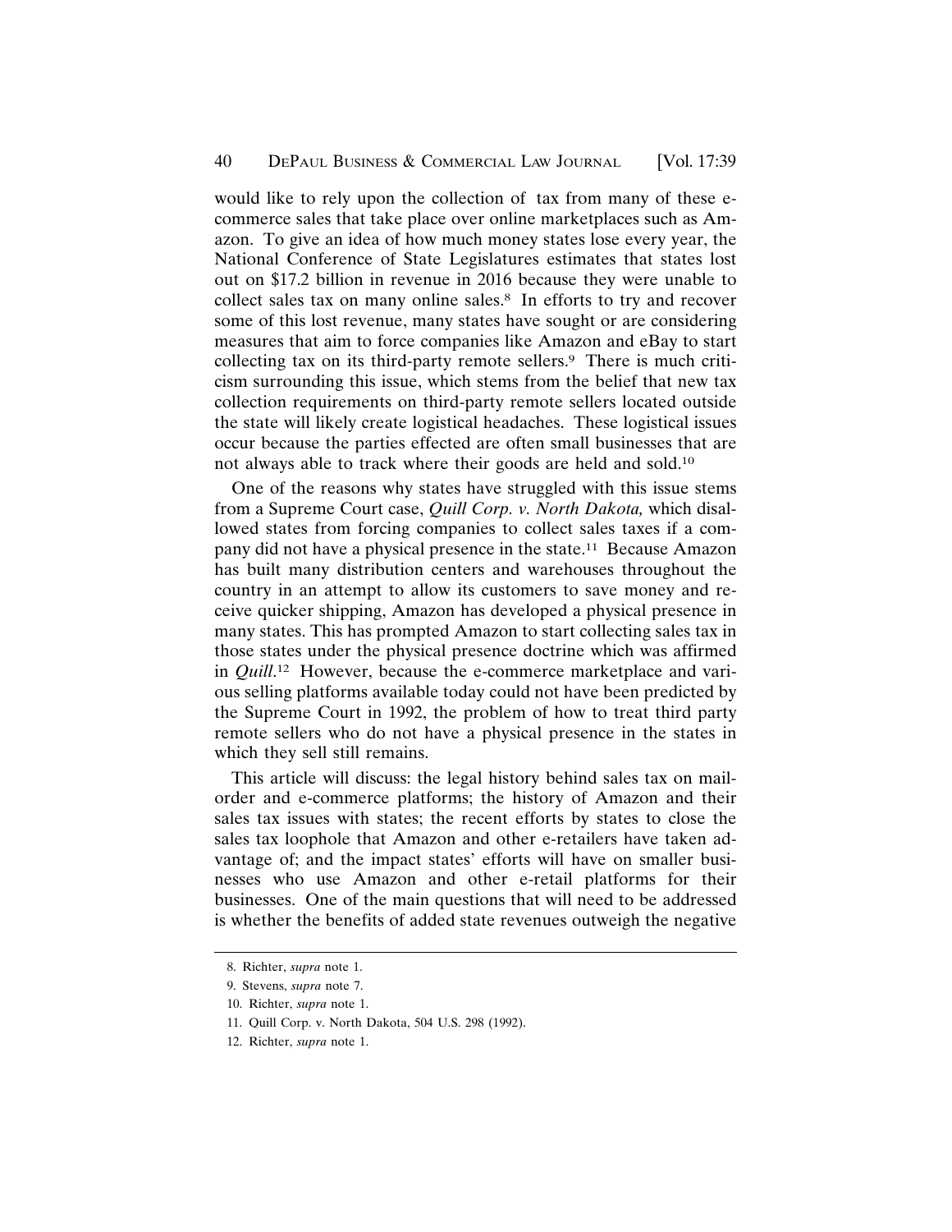would like to rely upon the collection of tax from many of these e-commerce sales that take place over online marketplaces such as Amazon. To give an idea of how much money states lose every year, the National Conference of State Legislatures estimates that states lost out on $17.2 billion in revenue in 2016 because they were unable to collect sales tax on many online sales.[8] In efforts to try and recover some of this lost revenue, many states have sought or are considering measures that aim to force companies like Amazon and eBay to start collecting tax on its third-party remote sellers.[9] There is much criticism surrounding this issue, which stems from the belief that new tax collection requirements on third-party remote sellers located outside the state will likely create logistical headaches. These logistical issues occur because the parties effected are often small businesses that are not always able to track where their goods are held and sold.[10]

One of the reasons why states have struggled with this issue stems from a Supreme Court case, *Quill Corp. v. North Dakota,* which disallowed states from forcing companies to collect sales taxes if a company did not have a physical presence in the state.[11] Because Amazon has built many distribution centers and warehouses throughout the country in an attempt to allow its customers to save money and receive quicker shipping, Amazon has developed a physical presence in many states. This has prompted Amazon to start collecting sales tax in those states under the physical presence doctrine which was affirmed in *Quill*.[12] However, because the e-commerce marketplace and various selling platforms available today could not have been predicted by the Supreme Court in 1992, the problem of how to treat third party remote sellers who do not have a physical presence in the states in which they sell still remains.

This article will discuss: the legal history behind sales tax on mail-order and e-commerce platforms; the history of Amazon and their sales tax issues with states; the recent efforts by states to close the sales tax loophole that Amazon and other e-retailers have taken advantage of; and the impact states' efforts will have on smaller businesses who use Amazon and other e-retail platforms for their businesses. One of the main questions that will need to be addressed is whether the benefits of added state revenues outweigh the negative

---

8. Richter, *supra* note 1.

9. Stevens, *supra* note 7.

10. Richter, *supra* note 1.

11. Quill Corp. v. North Dakota, 504 U.S. 298 (1992).

12. Richter, *supra* note 1.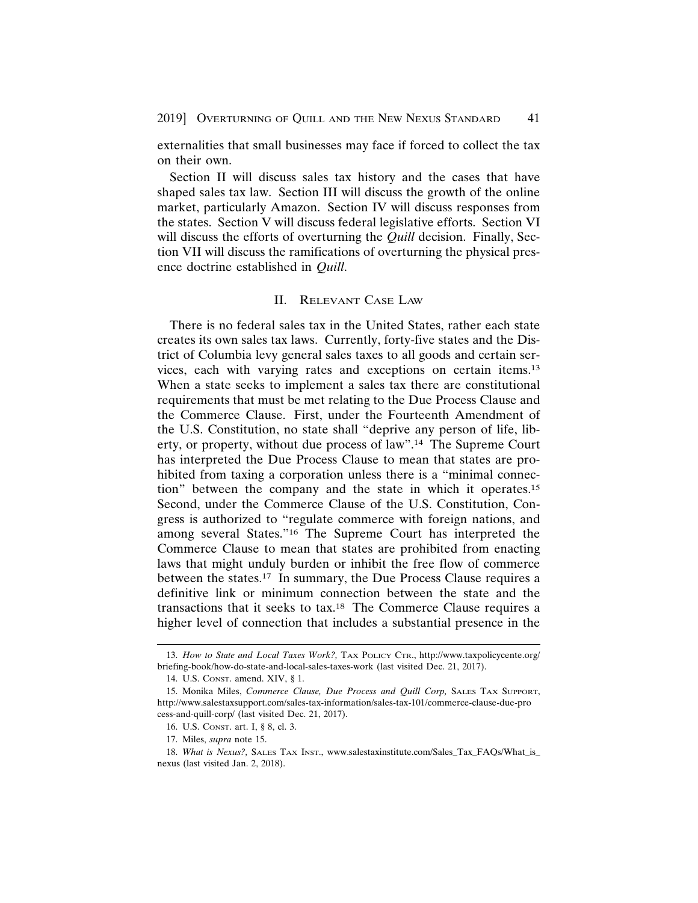externalities that small businesses may face if forced to collect the tax on their own.

Section II will discuss sales tax history and the cases that have shaped sales tax law. Section III will discuss the growth of the online market, particularly Amazon. Section IV will discuss responses from the states. Section V will discuss federal legislative efforts. Section VI will discuss the efforts of overturning the *Quill* decision. Finally, Section VII will discuss the ramifications of overturning the physical presence doctrine established in *Quill*.

## II. Relevant Case Law

There is no federal sales tax in the United States, rather each state creates its own sales tax laws. Currently, forty-five states and the District of Columbia levy general sales taxes to all goods and certain services, each with varying rates and exceptions on certain items.[13] When a state seeks to implement a sales tax there are constitutional requirements that must be met relating to the Due Process Clause and the Commerce Clause. First, under the Fourteenth Amendment of the U.S. Constitution, no state shall "deprive any person of life, liberty, or property, without due process of law".[14] The Supreme Court has interpreted the Due Process Clause to mean that states are prohibited from taxing a corporation unless there is a "minimal connection" between the company and the state in which it operates.[15] Second, under the Commerce Clause of the U.S. Constitution, Congress is authorized to "regulate commerce with foreign nations, and among several States."[16] The Supreme Court has interpreted the Commerce Clause to mean that states are prohibited from enacting laws that might unduly burden or inhibit the free flow of commerce between the states.[17] In summary, the Due Process Clause requires a definitive link or minimum connection between the state and the transactions that it seeks to tax.[18] The Commerce Clause requires a higher level of connection that includes a substantial presence in the

---

13. *How to State and Local Taxes Work?*, Tax Policy Ctr., http://www.taxpolicycente.org/briefing-book/how-do-state-and-local-sales-taxes-work (last visited Dec. 21, 2017).

14. U.S. Const. amend. XIV, § 1.

15. Monika Miles, *Commerce Clause, Due Process and Quill Corp*, Sales Tax Support, http://www.salestaxsupport.com/sales-tax-information/sales-tax-101/commerce-clause-due-process-and-quill-corp/ (last visited Dec. 21, 2017).

16. U.S. Const. art. I, § 8, cl. 3.

17. Miles, *supra* note 15.

18. *What is Nexus?*, Sales Tax Inst., www.salestaxinstitute.com/Sales_Tax_FAQs/What_is_nexus (last visited Jan. 2, 2018).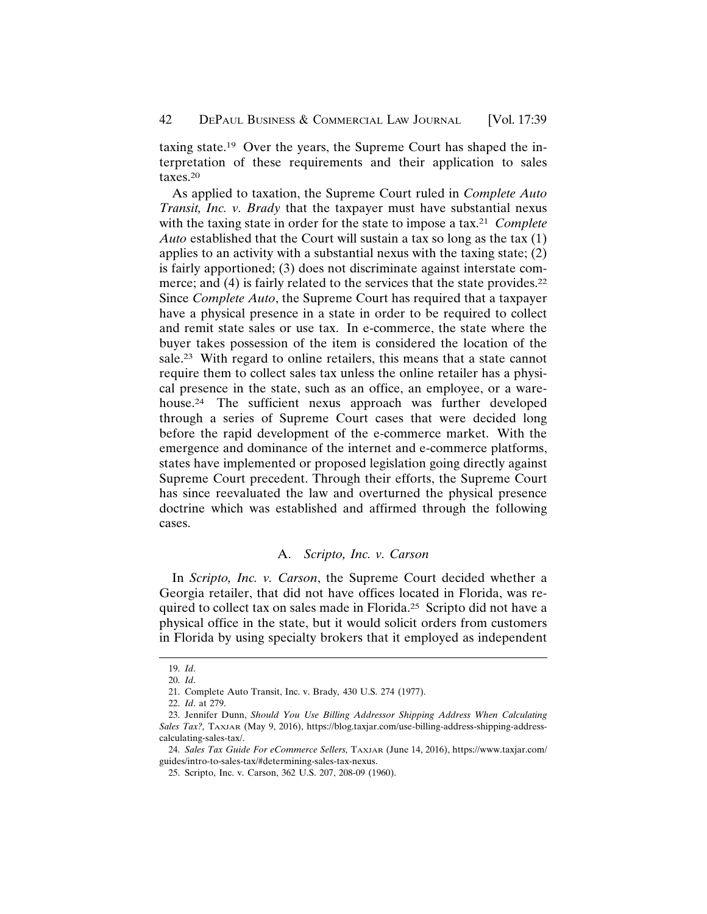taxing state.[19] Over the years, the Supreme Court has shaped the interpretation of these requirements and their application to sales taxes.[20]

As applied to taxation, the Supreme Court ruled in *Complete Auto Transit, Inc. v. Brady* that the taxpayer must have substantial nexus with the taxing state in order for the state to impose a tax.[21] *Complete Auto* established that the Court will sustain a tax so long as the tax (1) applies to an activity with a substantial nexus with the taxing state; (2) is fairly apportioned; (3) does not discriminate against interstate commerce; and (4) is fairly related to the services that the state provides.[22] Since *Complete Auto*, the Supreme Court has required that a taxpayer have a physical presence in a state in order to be required to collect and remit state sales or use tax. In e-commerce, the state where the buyer takes possession of the item is considered the location of the sale.[23] With regard to online retailers, this means that a state cannot require them to collect sales tax unless the online retailer has a physical presence in the state, such as an office, an employee, or a warehouse.[24] The sufficient nexus approach was further developed through a series of Supreme Court cases that were decided long before the rapid development of the e-commerce market. With the emergence and dominance of the internet and e-commerce platforms, states have implemented or proposed legislation going directly against Supreme Court precedent. Through their efforts, the Supreme Court has since reevaluated the law and overturned the physical presence doctrine which was established and affirmed through the following cases.

### A. *Scripto, Inc. v. Carson*

In *Scripto, Inc. v. Carson*, the Supreme Court decided whether a Georgia retailer, that did not have offices located in Florida, was required to collect tax on sales made in Florida.[25] Scripto did not have a physical office in the state, but it would solicit orders from customers in Florida by using specialty brokers that it employed as independent

---

19. *Id*.

20. *Id*.

21. Complete Auto Transit, Inc. v. Brady*,* 430 U.S. 274 (1977).

22. *Id*. at 279.

23. Jennifer Dunn, *Should You Use Billing Addressor Shipping Address When Calculating Sales Tax?,* TAXJAR (May 9, 2016), https://blog.taxjar.com/use-billing-address-shipping-address-calculating-sales-tax/.

24. *Sales Tax Guide For eCommerce Sellers,* TAXJAR (June 14, 2016), https://www.taxjar.com/guides/intro-to-sales-tax/#determining-sales-tax-nexus.

25. Scripto, Inc. v. Carson, 362 U.S. 207, 208-09 (1960).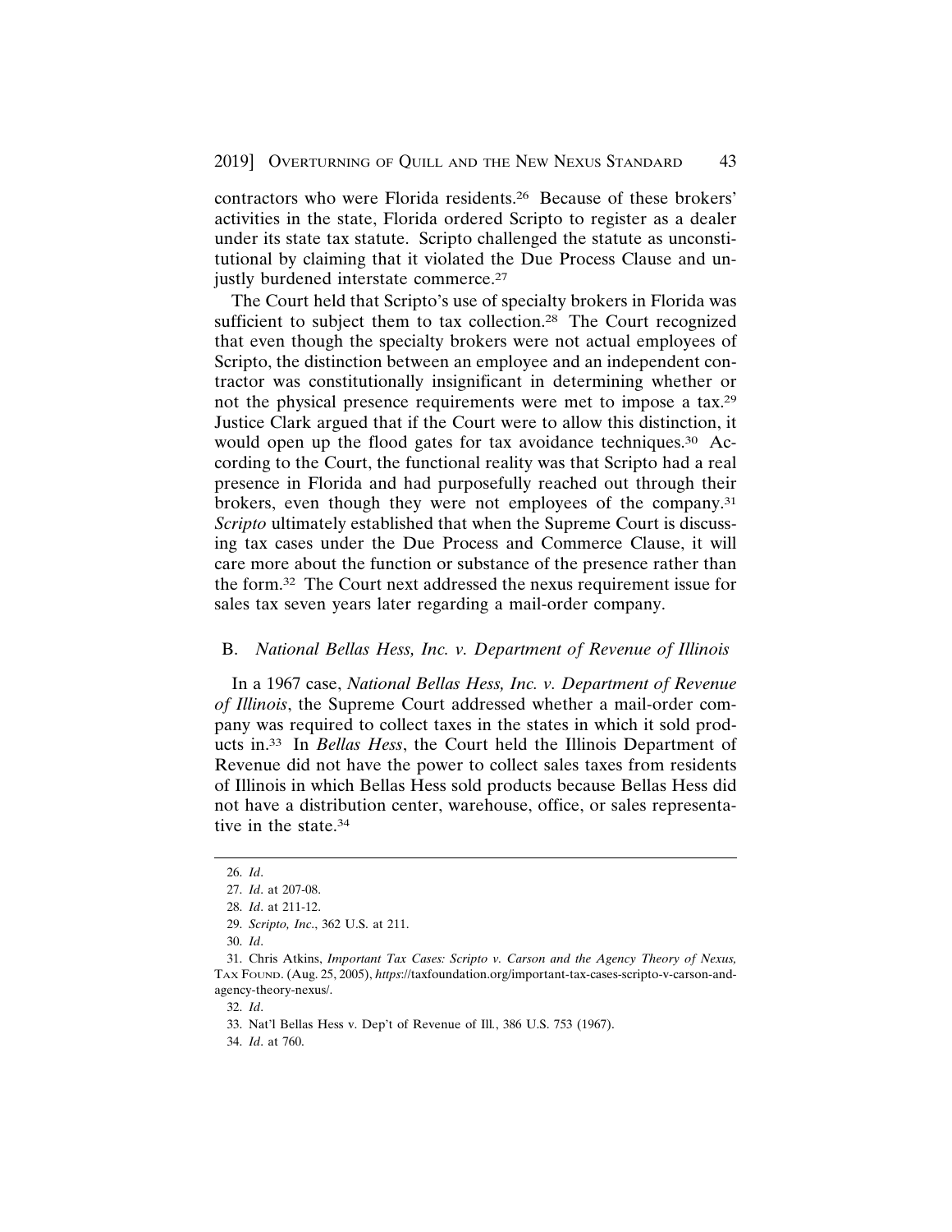contractors who were Florida residents.[26] Because of these brokers' activities in the state, Florida ordered Scripto to register as a dealer under its state tax statute. Scripto challenged the statute as unconstitutional by claiming that it violated the Due Process Clause and unjustly burdened interstate commerce.[27]

The Court held that Scripto's use of specialty brokers in Florida was sufficient to subject them to tax collection.[28] The Court recognized that even though the specialty brokers were not actual employees of Scripto, the distinction between an employee and an independent contractor was constitutionally insignificant in determining whether or not the physical presence requirements were met to impose a tax.[29] Justice Clark argued that if the Court were to allow this distinction, it would open up the flood gates for tax avoidance techniques.[30] According to the Court, the functional reality was that Scripto had a real presence in Florida and had purposefully reached out through their brokers, even though they were not employees of the company.[31] *Scripto* ultimately established that when the Supreme Court is discussing tax cases under the Due Process and Commerce Clause, it will care more about the function or substance of the presence rather than the form.[32] The Court next addressed the nexus requirement issue for sales tax seven years later regarding a mail-order company.

## B. *National Bellas Hess, Inc. v. Department of Revenue of Illinois*

In a 1967 case, *National Bellas Hess, Inc. v. Department of Revenue of Illinois*, the Supreme Court addressed whether a mail-order company was required to collect taxes in the states in which it sold products in.[33] In *Bellas Hess*, the Court held the Illinois Department of Revenue did not have the power to collect sales taxes from residents of Illinois in which Bellas Hess sold products because Bellas Hess did not have a distribution center, warehouse, office, or sales representative in the state.[34]

---

26. *Id*.

27. *Id*. at 207-08.

28. *Id*. at 211-12.

29. *Scripto, Inc*., 362 U.S. at 211.

30. *Id*.

31. Chris Atkins, *Important Tax Cases: Scripto v. Carson and the Agency Theory of Nexus,* TAX FOUND. (Aug. 25, 2005), *https*://taxfoundation.org/important-tax-cases-scripto-v-carson-and-agency-theory-nexus/.

32. *Id*.

33. Nat'l Bellas Hess v. Dep't of Revenue of Ill., 386 U.S. 753 (1967).

34. *Id*. at 760.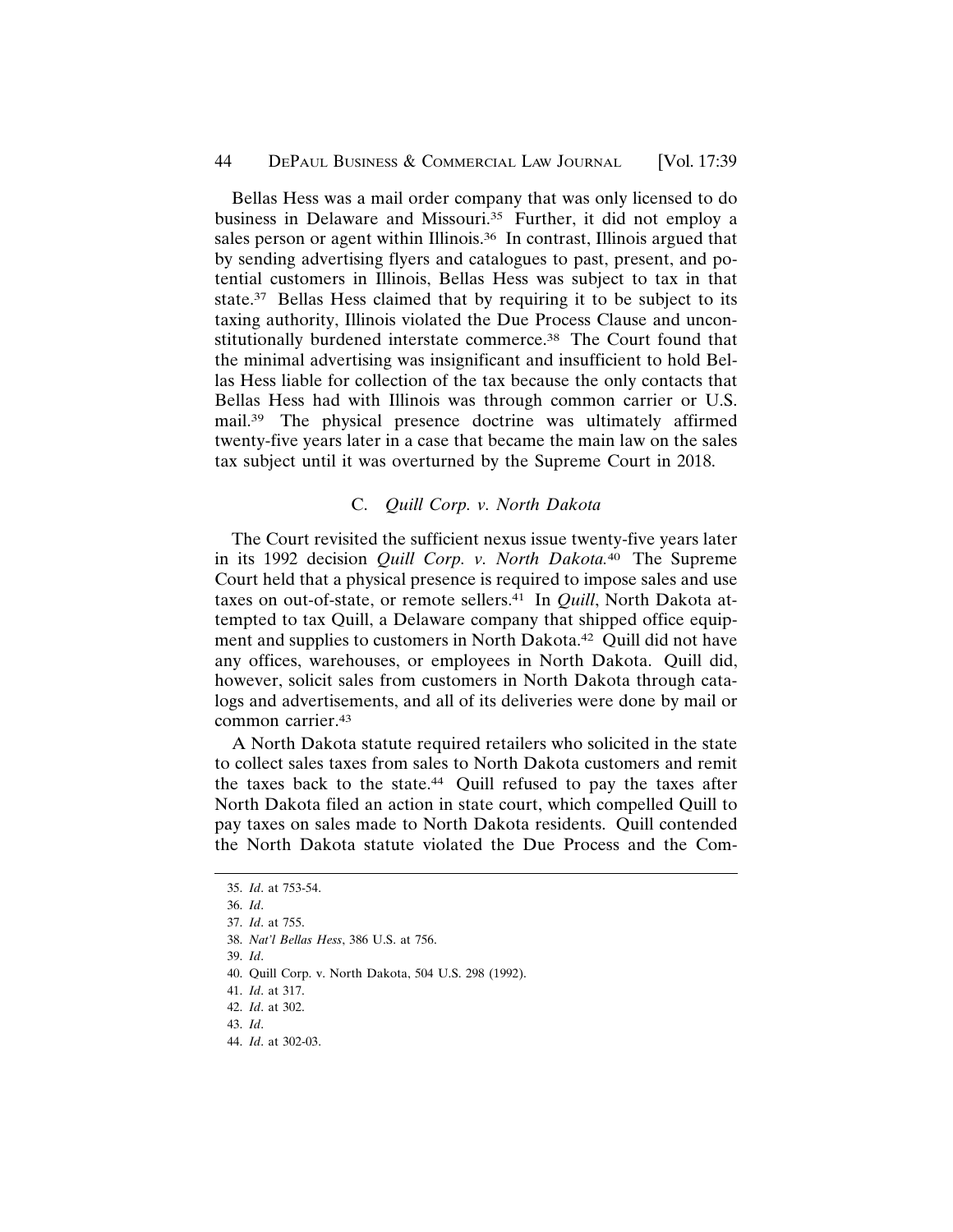Bellas Hess was a mail order company that was only licensed to do business in Delaware and Missouri.[35] Further, it did not employ a sales person or agent within Illinois.[36] In contrast, Illinois argued that by sending advertising flyers and catalogues to past, present, and potential customers in Illinois, Bellas Hess was subject to tax in that state.[37] Bellas Hess claimed that by requiring it to be subject to its taxing authority, Illinois violated the Due Process Clause and unconstitutionally burdened interstate commerce.[38] The Court found that the minimal advertising was insignificant and insufficient to hold Bellas Hess liable for collection of the tax because the only contacts that Bellas Hess had with Illinois was through common carrier or U.S. mail.[39] The physical presence doctrine was ultimately affirmed twenty-five years later in a case that became the main law on the sales tax subject until it was overturned by the Supreme Court in 2018.

### C. *Quill Corp. v. North Dakota*

The Court revisited the sufficient nexus issue twenty-five years later in its 1992 decision *Quill Corp. v. North Dakota.*[40] The Supreme Court held that a physical presence is required to impose sales and use taxes on out-of-state, or remote sellers.[41] In *Quill*, North Dakota attempted to tax Quill, a Delaware company that shipped office equipment and supplies to customers in North Dakota.[42] Quill did not have any offices, warehouses, or employees in North Dakota. Quill did, however, solicit sales from customers in North Dakota through catalogs and advertisements, and all of its deliveries were done by mail or common carrier.[43]

A North Dakota statute required retailers who solicited in the state to collect sales taxes from sales to North Dakota customers and remit the taxes back to the state.[44] Quill refused to pay the taxes after North Dakota filed an action in state court, which compelled Quill to pay taxes on sales made to North Dakota residents. Quill contended the North Dakota statute violated the Due Process and the Com-

35. *Id*. at 753-54.
36. *Id*.
37. *Id*. at 755.
38. *Nat'l Bellas Hess*, 386 U.S. at 756.
39. *Id*.
40. Quill Corp. v. North Dakota, 504 U.S. 298 (1992).
41. *Id*. at 317.
42. *Id*. at 302.
43. *Id*.
44. *Id*. at 302-03.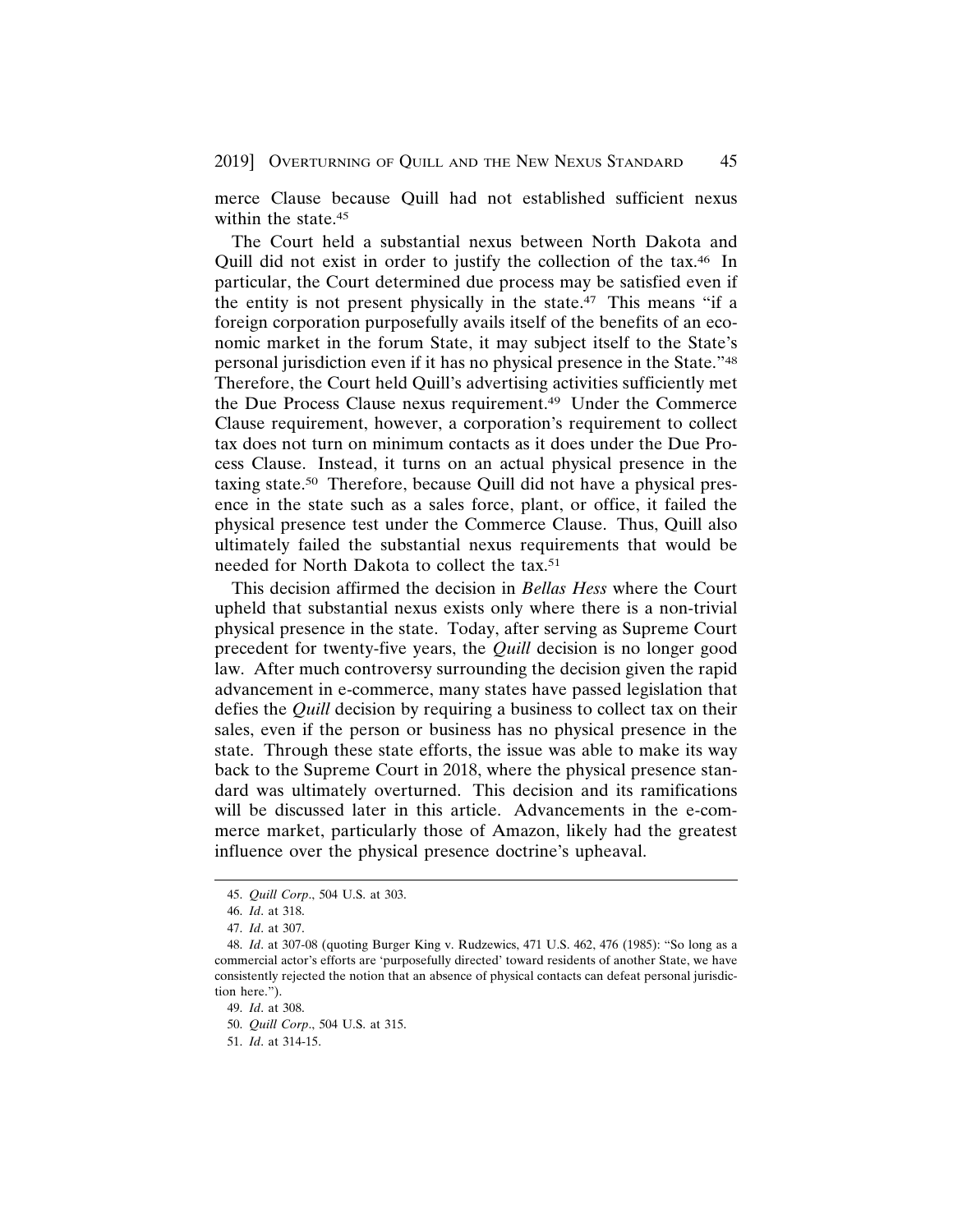merce Clause because Quill had not established sufficient nexus within the state.[45]

The Court held a substantial nexus between North Dakota and Quill did not exist in order to justify the collection of the tax.[46] In particular, the Court determined due process may be satisfied even if the entity is not present physically in the state.[47] This means "if a foreign corporation purposefully avails itself of the benefits of an economic market in the forum State, it may subject itself to the State's personal jurisdiction even if it has no physical presence in the State."[48] Therefore, the Court held Quill's advertising activities sufficiently met the Due Process Clause nexus requirement.[49] Under the Commerce Clause requirement, however, a corporation's requirement to collect tax does not turn on minimum contacts as it does under the Due Process Clause. Instead, it turns on an actual physical presence in the taxing state.[50] Therefore, because Quill did not have a physical presence in the state such as a sales force, plant, or office, it failed the physical presence test under the Commerce Clause. Thus, Quill also ultimately failed the substantial nexus requirements that would be needed for North Dakota to collect the tax.[51]

This decision affirmed the decision in *Bellas Hess* where the Court upheld that substantial nexus exists only where there is a non-trivial physical presence in the state. Today, after serving as Supreme Court precedent for twenty-five years, the *Quill* decision is no longer good law. After much controversy surrounding the decision given the rapid advancement in e-commerce, many states have passed legislation that defies the *Quill* decision by requiring a business to collect tax on their sales, even if the person or business has no physical presence in the state. Through these state efforts, the issue was able to make its way back to the Supreme Court in 2018, where the physical presence standard was ultimately overturned. This decision and its ramifications will be discussed later in this article. Advancements in the e-commerce market, particularly those of Amazon, likely had the greatest influence over the physical presence doctrine's upheaval.

---

45. *Quill Corp.*, 504 U.S. at 303.

46. *Id*. at 318.

47. *Id*. at 307.

48. *Id*. at 307-08 (quoting Burger King v. Rudzewics, 471 U.S. 462, 476 (1985): "So long as a commercial actor's efforts are 'purposefully directed' toward residents of another State, we have consistently rejected the notion that an absence of physical contacts can defeat personal jurisdiction here.").

49. *Id*. at 308.

50. *Quill Corp.*, 504 U.S. at 315.

51. *Id*. at 314-15.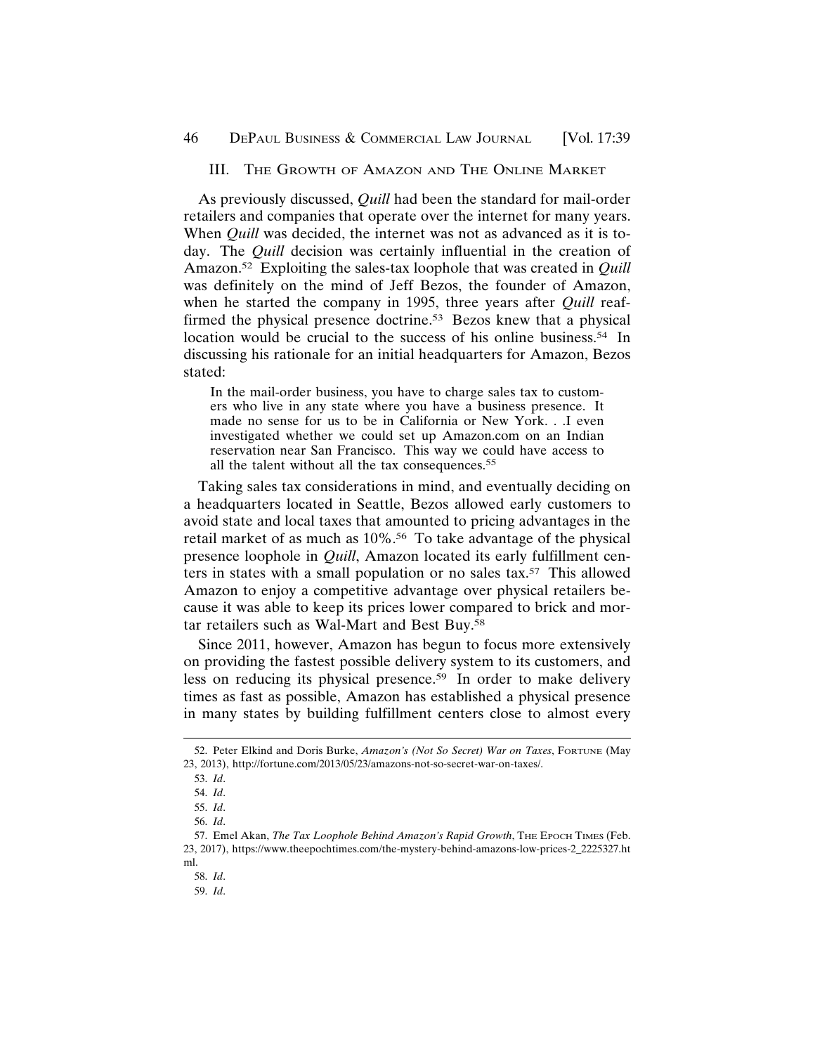## III. The Growth of Amazon and The Online Market

As previously discussed, *Quill* had been the standard for mail-order retailers and companies that operate over the internet for many years. When *Quill* was decided, the internet was not as advanced as it is today. The *Quill* decision was certainly influential in the creation of Amazon.[52] Exploiting the sales-tax loophole that was created in *Quill* was definitely on the mind of Jeff Bezos, the founder of Amazon, when he started the company in 1995, three years after *Quill* reaffirmed the physical presence doctrine.[53] Bezos knew that a physical location would be crucial to the success of his online business.[54] In discussing his rationale for an initial headquarters for Amazon, Bezos stated:

> In the mail-order business, you have to charge sales tax to customers who live in any state where you have a business presence. It made no sense for us to be in California or New York. . .I even investigated whether we could set up Amazon.com on an Indian reservation near San Francisco. This way we could have access to all the talent without all the tax consequences.[55]

Taking sales tax considerations in mind, and eventually deciding on a headquarters located in Seattle, Bezos allowed early customers to avoid state and local taxes that amounted to pricing advantages in the retail market of as much as 10%.[56] To take advantage of the physical presence loophole in *Quill*, Amazon located its early fulfillment centers in states with a small population or no sales tax.[57] This allowed Amazon to enjoy a competitive advantage over physical retailers because it was able to keep its prices lower compared to brick and mortar retailers such as Wal-Mart and Best Buy.[58]

Since 2011, however, Amazon has begun to focus more extensively on providing the fastest possible delivery system to its customers, and less on reducing its physical presence.[59] In order to make delivery times as fast as possible, Amazon has established a physical presence in many states by building fulfillment centers close to almost every

---

52. Peter Elkind and Doris Burke, *Amazon's (Not So Secret) War on Taxes*, Fortune (May 23, 2013), http://fortune.com/2013/05/23/amazons-not-so-secret-war-on-taxes/.

53. *Id*.

54. *Id*.

55. *Id*.

56. *Id*.

57. Emel Akan, *The Tax Loophole Behind Amazon's Rapid Growth*, The Epoch Times (Feb. 23, 2017), https://www.theepochtimes.com/the-mystery-behind-amazons-low-prices-2_2225327.html.

58. *Id*.

59. *Id*.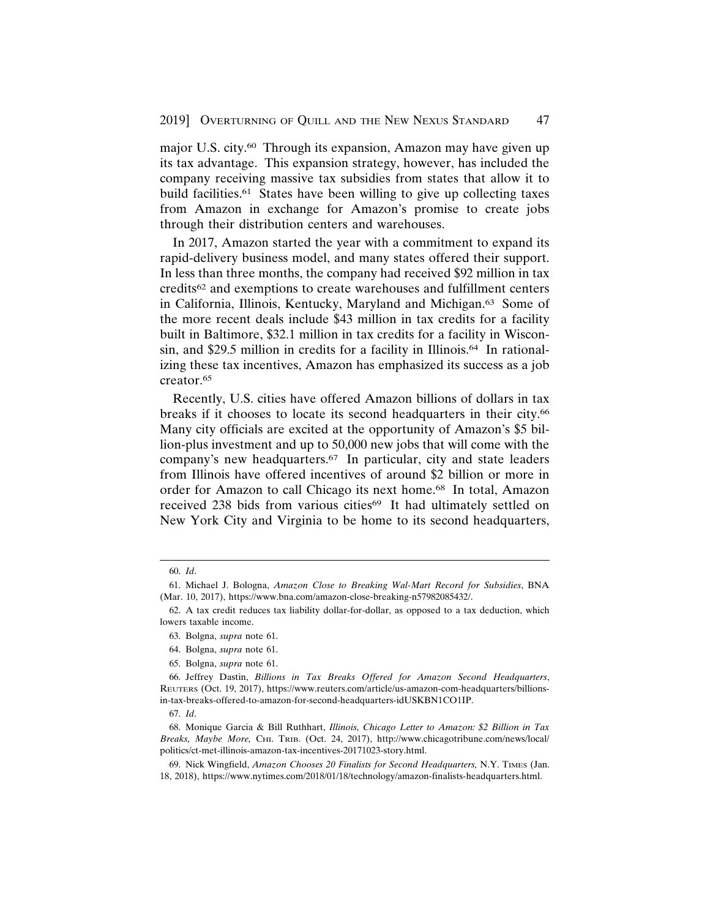major U.S. city.[60] Through its expansion, Amazon may have given up its tax advantage. This expansion strategy, however, has included the company receiving massive tax subsidies from states that allow it to build facilities.[61] States have been willing to give up collecting taxes from Amazon in exchange for Amazon's promise to create jobs through their distribution centers and warehouses.

In 2017, Amazon started the year with a commitment to expand its rapid-delivery business model, and many states offered their support. In less than three months, the company had received $92 million in tax credits[62] and exemptions to create warehouses and fulfillment centers in California, Illinois, Kentucky, Maryland and Michigan.[63] Some of the more recent deals include $43 million in tax credits for a facility built in Baltimore, $32.1 million in tax credits for a facility in Wisconsin, and $29.5 million in credits for a facility in Illinois.[64] In rationalizing these tax incentives, Amazon has emphasized its success as a job creator.[65]

Recently, U.S. cities have offered Amazon billions of dollars in tax breaks if it chooses to locate its second headquarters in their city.[66] Many city officials are excited at the opportunity of Amazon's $5 billion-plus investment and up to 50,000 new jobs that will come with the company's new headquarters.[67] In particular, city and state leaders from Illinois have offered incentives of around $2 billion or more in order for Amazon to call Chicago its next home.[68] In total, Amazon received 238 bids from various cities[69] It had ultimately settled on New York City and Virginia to be home to its second headquarters,

---

60. *Id*.

61. Michael J. Bologna, *Amazon Close to Breaking Wal-Mart Record for Subsidies*, BNA (Mar. 10, 2017), https://www.bna.com/amazon-close-breaking-n57982085432/.

62. A tax credit reduces tax liability dollar-for-dollar, as opposed to a tax deduction, which lowers taxable income.

63. Bolgna, *supra* note 61.

64. Bolgna, *supra* note 61.

65. Bolgna, *supra* note 61.

66. Jeffrey Dastin, *Billions in Tax Breaks Offered for Amazon Second Headquarters*, REUTERS (Oct. 19, 2017), https://www.reuters.com/article/us-amazon-com-headquarters/billions-in-tax-breaks-offered-to-amazon-for-second-headquarters-idUSKBN1CO1IP.

67. *Id*.

68. Monique Garcia & Bill Ruthhart, *Illinois, Chicago Letter to Amazon: $2 Billion in Tax Breaks, Maybe More,* CHI. TRIB. (Oct. 24, 2017), http://www.chicagotribune.com/news/local/politics/ct-met-illinois-amazon-tax-incentives-20171023-story.html.

69. Nick Wingfield, *Amazon Chooses 20 Finalists for Second Headquarters,* N.Y. TIMES (Jan. 18, 2018), https://www.nytimes.com/2018/01/18/technology/amazon-finalists-headquarters.html.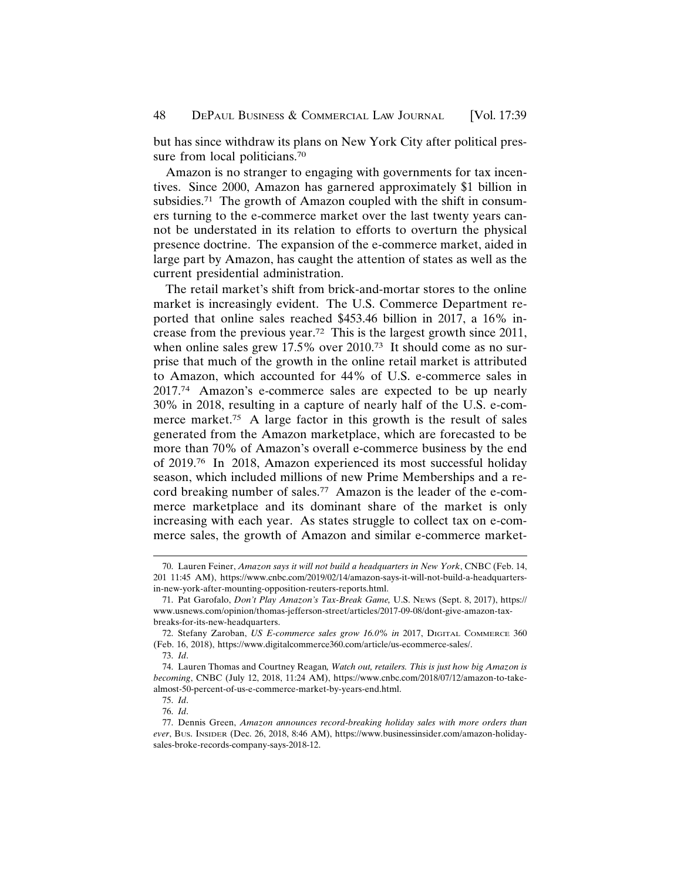but has since withdraw its plans on New York City after political pressure from local politicians.[70]

Amazon is no stranger to engaging with governments for tax incentives. Since 2000, Amazon has garnered approximately $1 billion in subsidies.[71] The growth of Amazon coupled with the shift in consumers turning to the e-commerce market over the last twenty years cannot be understated in its relation to efforts to overturn the physical presence doctrine. The expansion of the e-commerce market, aided in large part by Amazon, has caught the attention of states as well as the current presidential administration.

The retail market's shift from brick-and-mortar stores to the online market is increasingly evident. The U.S. Commerce Department reported that online sales reached $453.46 billion in 2017, a 16% increase from the previous year.[72] This is the largest growth since 2011, when online sales grew 17.5% over 2010.[73] It should come as no surprise that much of the growth in the online retail market is attributed to Amazon, which accounted for 44% of U.S. e-commerce sales in 2017.[74] Amazon's e-commerce sales are expected to be up nearly 30% in 2018, resulting in a capture of nearly half of the U.S. e-commerce market.[75] A large factor in this growth is the result of sales generated from the Amazon marketplace, which are forecasted to be more than 70% of Amazon's overall e-commerce business by the end of 2019.[76] In 2018, Amazon experienced its most successful holiday season, which included millions of new Prime Memberships and a record breaking number of sales.[77] Amazon is the leader of the e-commerce marketplace and its dominant share of the market is only increasing with each year. As states struggle to collect tax on e-commerce sales, the growth of Amazon and similar e-commerce market-

---

70. Lauren Feiner, *Amazon says it will not build a headquarters in New York*, CNBC (Feb. 14, 201 11:45 AM), https://www.cnbc.com/2019/02/14/amazon-says-it-will-not-build-a-headquarters-in-new-york-after-mounting-opposition-reuters-reports.html.

71. Pat Garofalo, *Don't Play Amazon's Tax-Break Game,* U.S. NEWS (Sept. 8, 2017), https://www.usnews.com/opinion/thomas-jefferson-street/articles/2017-09-08/dont-give-amazon-tax-breaks-for-its-new-headquarters.

72. Stefany Zaroban, *US E-commerce sales grow 16.0% in* 2017, DIGITAL COMMERCE 360 (Feb. 16, 2018), https://www.digitalcommerce360.com/article/us-ecommerce-sales/.

73. *Id*.

74. Lauren Thomas and Courtney Reagan*, Watch out, retailers. This is just how big Amazon is becoming*, CNBC (July 12, 2018, 11:24 AM), https://www.cnbc.com/2018/07/12/amazon-to-take-almost-50-percent-of-us-e-commerce-market-by-years-end.html.

75. *Id*.

76. *Id*.

77. Dennis Green, *Amazon announces record-breaking holiday sales with more orders than ever*, BUS. INSIDER (Dec. 26, 2018, 8:46 AM), https://www.businessinsider.com/amazon-holiday-sales-broke-records-company-says-2018-12.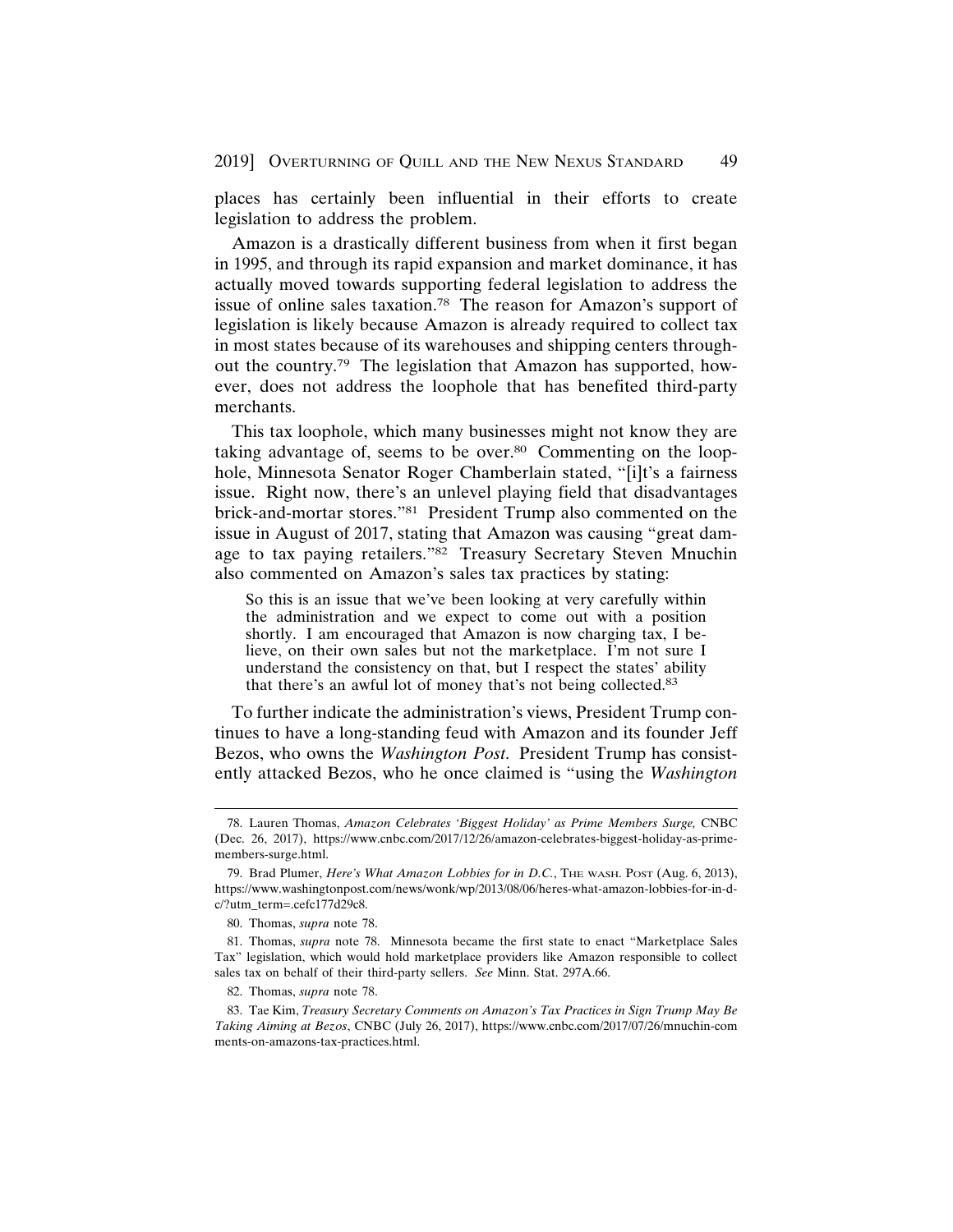places has certainly been influential in their efforts to create legislation to address the problem.

Amazon is a drastically different business from when it first began in 1995, and through its rapid expansion and market dominance, it has actually moved towards supporting federal legislation to address the issue of online sales taxation.[78] The reason for Amazon's support of legislation is likely because Amazon is already required to collect tax in most states because of its warehouses and shipping centers throughout the country.[79] The legislation that Amazon has supported, however, does not address the loophole that has benefited third-party merchants.

This tax loophole, which many businesses might not know they are taking advantage of, seems to be over.[80] Commenting on the loophole, Minnesota Senator Roger Chamberlain stated, "[i]t's a fairness issue. Right now, there's an unlevel playing field that disadvantages brick-and-mortar stores."[81] President Trump also commented on the issue in August of 2017, stating that Amazon was causing "great damage to tax paying retailers."[82] Treasury Secretary Steven Mnuchin also commented on Amazon's sales tax practices by stating:

> So this is an issue that we've been looking at very carefully within the administration and we expect to come out with a position shortly. I am encouraged that Amazon is now charging tax, I believe, on their own sales but not the marketplace. I'm not sure I understand the consistency on that, but I respect the states' ability that there's an awful lot of money that's not being collected.[83]

To further indicate the administration's views, President Trump continues to have a long-standing feud with Amazon and its founder Jeff Bezos, who owns the *Washington Post*. President Trump has consistently attacked Bezos, who he once claimed is "using the *Washington*

---

78. Lauren Thomas, *Amazon Celebrates 'Biggest Holiday' as Prime Members Surge,* CNBC (Dec. 26, 2017), https://www.cnbc.com/2017/12/26/amazon-celebrates-biggest-holiday-as-prime-members-surge.html.

79. Brad Plumer, *Here's What Amazon Lobbies for in D.C.*, THE WASH. POST (Aug. 6, 2013), https://www.washingtonpost.com/news/wonk/wp/2013/08/06/heres-what-amazon-lobbies-for-in-d-c/?utm_term=.cefc177d29c8.

80. Thomas, *supra* note 78.

81. Thomas, *supra* note 78. Minnesota became the first state to enact "Marketplace Sales Tax" legislation, which would hold marketplace providers like Amazon responsible to collect sales tax on behalf of their third-party sellers. *See* Minn. Stat. 297A.66.

82. Thomas, *supra* note 78.

83. Tae Kim, *Treasury Secretary Comments on Amazon's Tax Practices in Sign Trump May Be Taking Aiming at Bezos*, CNBC (July 26, 2017), https://www.cnbc.com/2017/07/26/mnuchin-comments-on-amazons-tax-practices.html.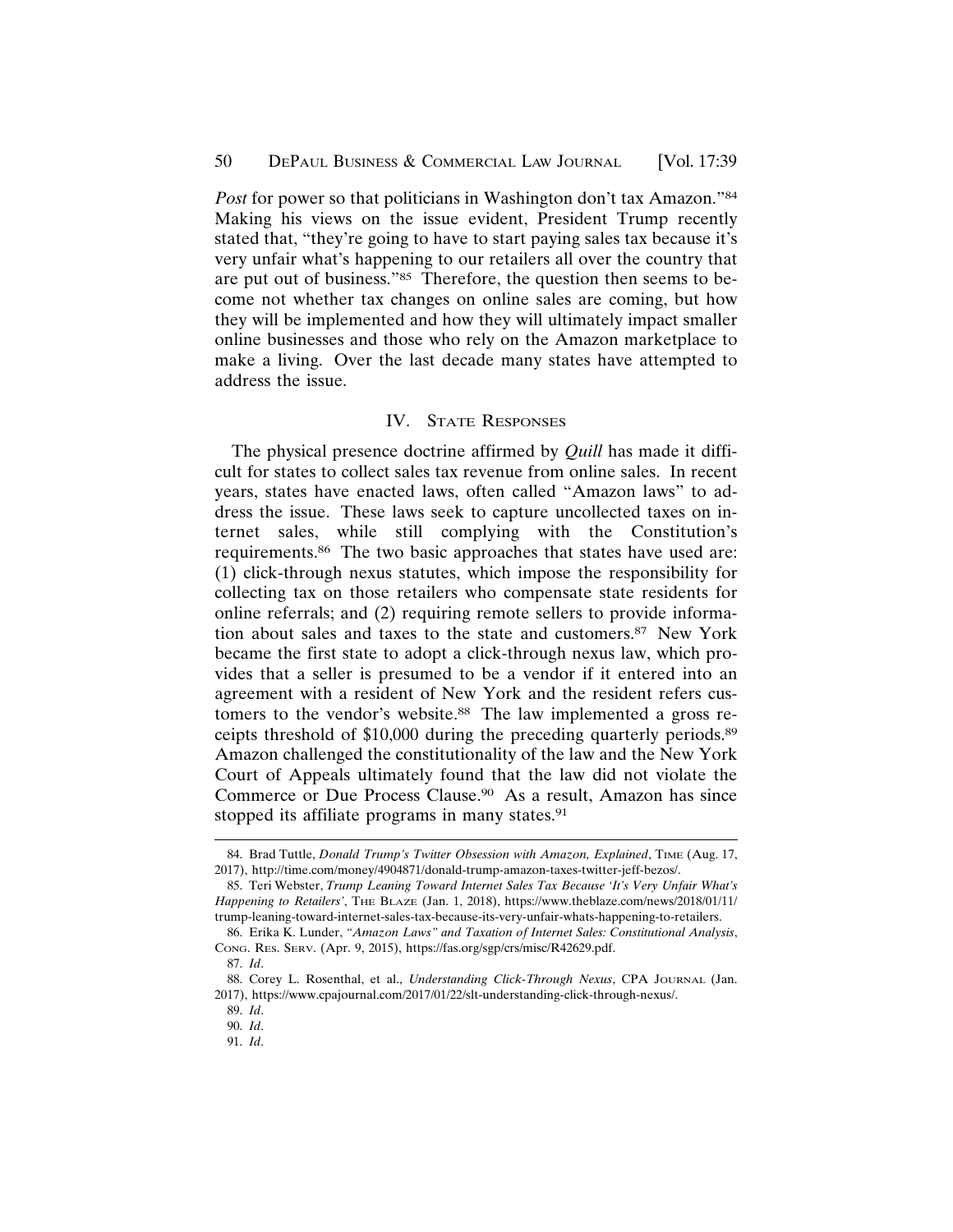*Post* for power so that politicians in Washington don't tax Amazon."[84] Making his views on the issue evident, President Trump recently stated that, "they're going to have to start paying sales tax because it's very unfair what's happening to our retailers all over the country that are put out of business."[85] Therefore, the question then seems to become not whether tax changes on online sales are coming, but how they will be implemented and how they will ultimately impact smaller online businesses and those who rely on the Amazon marketplace to make a living. Over the last decade many states have attempted to address the issue.

## IV. State Responses

The physical presence doctrine affirmed by *Quill* has made it difficult for states to collect sales tax revenue from online sales. In recent years, states have enacted laws, often called "Amazon laws" to address the issue. These laws seek to capture uncollected taxes on internet sales, while still complying with the Constitution's requirements.[86] The two basic approaches that states have used are: (1) click-through nexus statutes, which impose the responsibility for collecting tax on those retailers who compensate state residents for online referrals; and (2) requiring remote sellers to provide information about sales and taxes to the state and customers.[87] New York became the first state to adopt a click-through nexus law, which provides that a seller is presumed to be a vendor if it entered into an agreement with a resident of New York and the resident refers customers to the vendor's website.[88] The law implemented a gross receipts threshold of $10,000 during the preceding quarterly periods.[89] Amazon challenged the constitutionality of the law and the New York Court of Appeals ultimately found that the law did not violate the Commerce or Due Process Clause.[90] As a result, Amazon has since stopped its affiliate programs in many states.[91]

---

84. Brad Tuttle, *Donald Trump's Twitter Obsession with Amazon, Explained*, Time (Aug. 17, 2017), http://time.com/money/4904871/donald-trump-amazon-taxes-twitter-jeff-bezos/.

85. Teri Webster, *Trump Leaning Toward Internet Sales Tax Because 'It's Very Unfair What's Happening to Retailers'*, The Blaze (Jan. 1, 2018), https://www.theblaze.com/news/2018/01/11/trump-leaning-toward-internet-sales-tax-because-its-very-unfair-whats-happening-to-retailers.

86. Erika K. Lunder, *"Amazon Laws" and Taxation of Internet Sales: Constitutional Analysis*, Cong. Res. Serv. (Apr. 9, 2015), https://fas.org/sgp/crs/misc/R42629.pdf.

87. *Id*.

88. Corey L. Rosenthal, et al., *Understanding Click-Through Nexus*, CPA Journal (Jan. 2017), https://www.cpajournal.com/2017/01/22/slt-understanding-click-through-nexus/.

89. *Id*.

90. *Id*.

91. *Id*.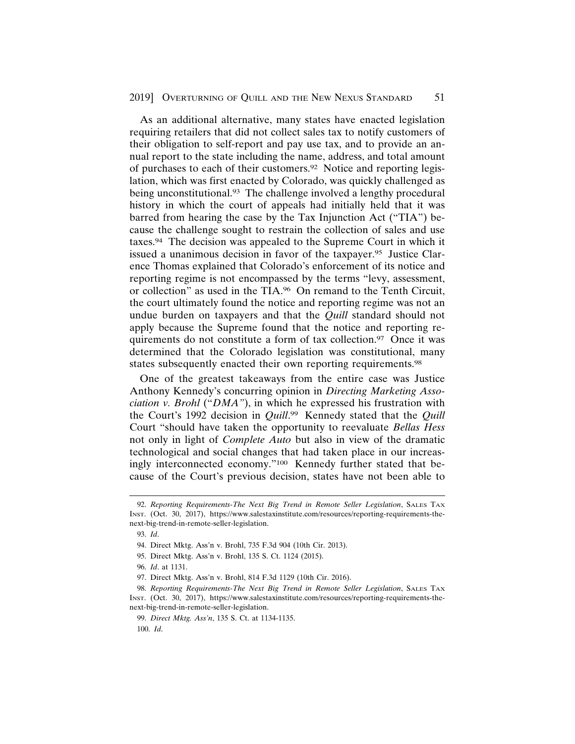As an additional alternative, many states have enacted legislation requiring retailers that did not collect sales tax to notify customers of their obligation to self-report and pay use tax, and to provide an annual report to the state including the name, address, and total amount of purchases to each of their customers.[92] Notice and reporting legislation, which was first enacted by Colorado, was quickly challenged as being unconstitutional.[93] The challenge involved a lengthy procedural history in which the court of appeals had initially held that it was barred from hearing the case by the Tax Injunction Act ("TIA") because the challenge sought to restrain the collection of sales and use taxes.[94] The decision was appealed to the Supreme Court in which it issued a unanimous decision in favor of the taxpayer.[95] Justice Clarence Thomas explained that Colorado's enforcement of its notice and reporting regime is not encompassed by the terms "levy, assessment, or collection" as used in the TIA.[96] On remand to the Tenth Circuit, the court ultimately found the notice and reporting regime was not an undue burden on taxpayers and that the *Quill* standard should not apply because the Supreme found that the notice and reporting requirements do not constitute a form of tax collection.[97] Once it was determined that the Colorado legislation was constitutional, many states subsequently enacted their own reporting requirements.[98]

One of the greatest takeaways from the entire case was Justice Anthony Kennedy's concurring opinion in *Directing Marketing Association v. Brohl* ("*DMA*"), in which he expressed his frustration with the Court's 1992 decision in *Quill*.[99] Kennedy stated that the *Quill* Court "should have taken the opportunity to reevaluate *Bellas Hess* not only in light of *Complete Auto* but also in view of the dramatic technological and social changes that had taken place in our increasingly interconnected economy."[100] Kennedy further stated that because of the Court's previous decision, states have not been able to

---

92. *Reporting Requirements-The Next Big Trend in Remote Seller Legislation*, SALES TAX INST. (Oct. 30, 2017), https://www.salestaxinstitute.com/resources/reporting-requirements-the-next-big-trend-in-remote-seller-legislation.

93. *Id*.

94. Direct Mktg. Ass'n v. Brohl, 735 F.3d 904 (10th Cir. 2013).

95. Direct Mktg. Ass'n v. Brohl, 135 S. Ct. 1124 (2015).

96. *Id*. at 1131.

97. Direct Mktg. Ass'n v. Brohl, 814 F.3d 1129 (10th Cir. 2016).

98. *Reporting Requirements-The Next Big Trend in Remote Seller Legislation*, SALES TAX INST. (Oct. 30, 2017), https://www.salestaxinstitute.com/resources/reporting-requirements-the-next-big-trend-in-remote-seller-legislation.

99. *Direct Mktg. Ass'n*, 135 S. Ct. at 1134-1135.

100. *Id*.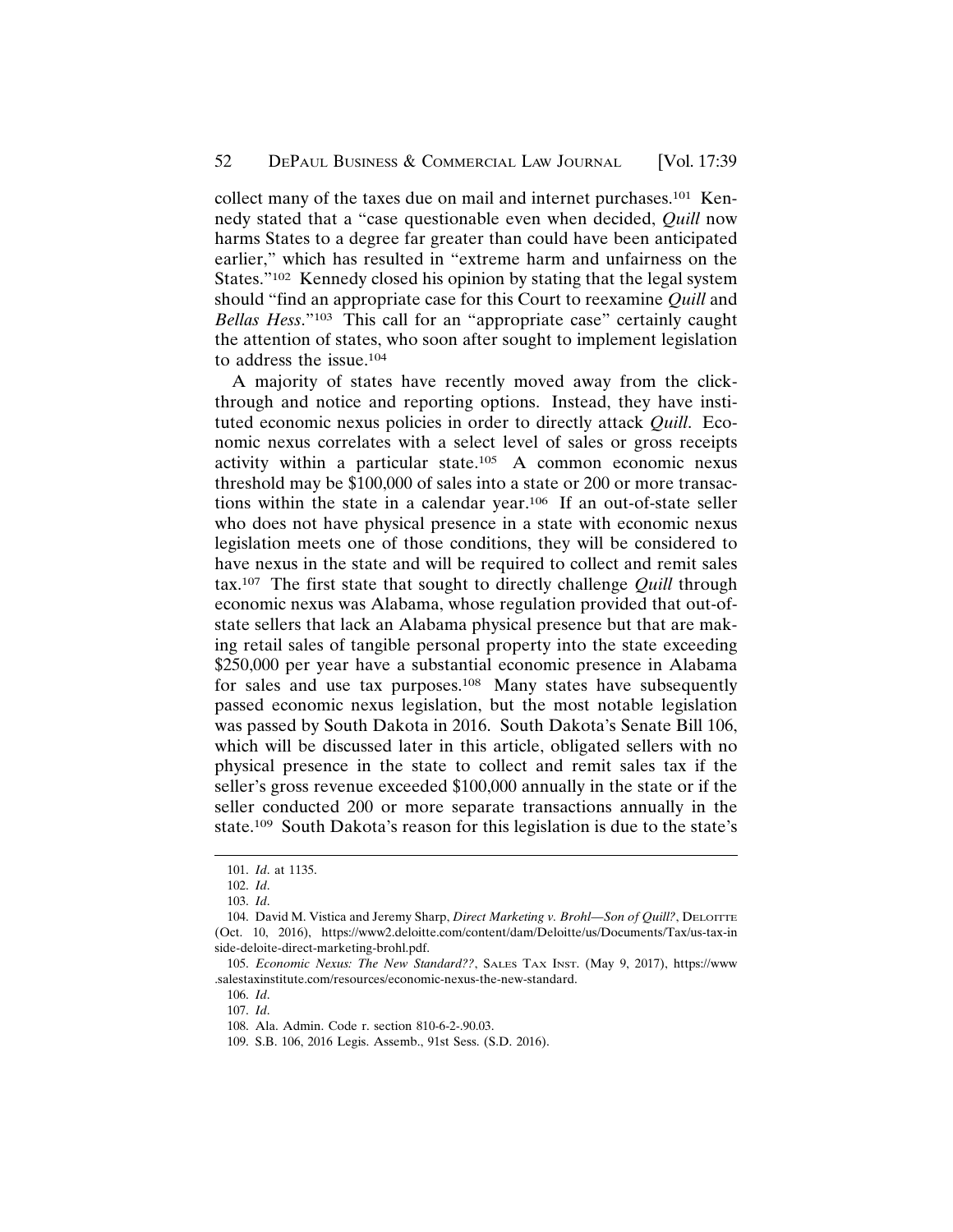collect many of the taxes due on mail and internet purchases.[101] Kennedy stated that a "case questionable even when decided, *Quill* now harms States to a degree far greater than could have been anticipated earlier," which has resulted in "extreme harm and unfairness on the States."[102] Kennedy closed his opinion by stating that the legal system should "find an appropriate case for this Court to reexamine *Quill* and *Bellas Hess*."[103] This call for an "appropriate case" certainly caught the attention of states, who soon after sought to implement legislation to address the issue.[104]

A majority of states have recently moved away from the click-through and notice and reporting options. Instead, they have instituted economic nexus policies in order to directly attack *Quill*. Economic nexus correlates with a select level of sales or gross receipts activity within a particular state.[105] A common economic nexus threshold may be $100,000 of sales into a state or 200 or more transactions within the state in a calendar year.[106] If an out-of-state seller who does not have physical presence in a state with economic nexus legislation meets one of those conditions, they will be considered to have nexus in the state and will be required to collect and remit sales tax.[107] The first state that sought to directly challenge *Quill* through economic nexus was Alabama, whose regulation provided that out-of-state sellers that lack an Alabama physical presence but that are making retail sales of tangible personal property into the state exceeding $250,000 per year have a substantial economic presence in Alabama for sales and use tax purposes.[108] Many states have subsequently passed economic nexus legislation, but the most notable legislation was passed by South Dakota in 2016. South Dakota's Senate Bill 106, which will be discussed later in this article, obligated sellers with no physical presence in the state to collect and remit sales tax if the seller's gross revenue exceeded $100,000 annually in the state or if the seller conducted 200 or more separate transactions annually in the state.[109] South Dakota's reason for this legislation is due to the state's

---

101. *Id.* at 1135.

102. *Id.*

103. *Id.*

104. David M. Vistica and Jeremy Sharp, *Direct Marketing v. Brohl—Son of Quill?*, DELOITTE (Oct. 10, 2016), https://www2.deloitte.com/content/dam/Deloitte/us/Documents/Tax/us-tax-inside-deloite-direct-marketing-brohl.pdf.

105. *Economic Nexus: The New Standard??*, SALES TAX INST. (May 9, 2017), https://www.salestaxinstitute.com/resources/economic-nexus-the-new-standard.

106. *Id.*

107. *Id.*

108. Ala. Admin. Code r. section 810-6-2-.90.03.

109. S.B. 106, 2016 Legis. Assemb., 91st Sess. (S.D. 2016).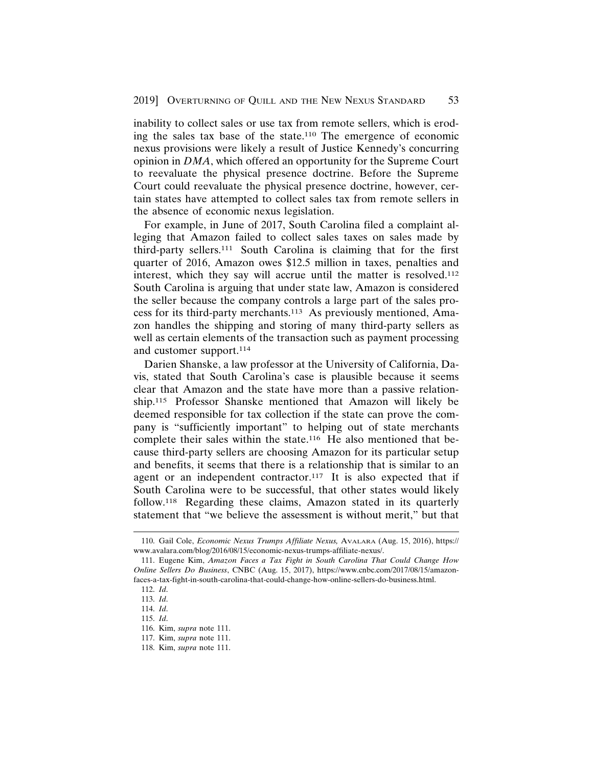inability to collect sales or use tax from remote sellers, which is eroding the sales tax base of the state.[110] The emergence of economic nexus provisions were likely a result of Justice Kennedy's concurring opinion in *DMA*, which offered an opportunity for the Supreme Court to reevaluate the physical presence doctrine. Before the Supreme Court could reevaluate the physical presence doctrine, however, certain states have attempted to collect sales tax from remote sellers in the absence of economic nexus legislation.

For example, in June of 2017, South Carolina filed a complaint alleging that Amazon failed to collect sales taxes on sales made by third-party sellers.[111] South Carolina is claiming that for the first quarter of 2016, Amazon owes $12.5 million in taxes, penalties and interest, which they say will accrue until the matter is resolved.[112] South Carolina is arguing that under state law, Amazon is considered the seller because the company controls a large part of the sales process for its third-party merchants.[113] As previously mentioned, Amazon handles the shipping and storing of many third-party sellers as well as certain elements of the transaction such as payment processing and customer support.[114]

Darien Shanske, a law professor at the University of California, Davis, stated that South Carolina's case is plausible because it seems clear that Amazon and the state have more than a passive relationship.[115] Professor Shanske mentioned that Amazon will likely be deemed responsible for tax collection if the state can prove the company is "sufficiently important" to helping out of state merchants complete their sales within the state.[116] He also mentioned that because third-party sellers are choosing Amazon for its particular setup and benefits, it seems that there is a relationship that is similar to an agent or an independent contractor.[117] It is also expected that if South Carolina were to be successful, that other states would likely follow.[118] Regarding these claims, Amazon stated in its quarterly statement that "we believe the assessment is without merit," but that

---

110. Gail Cole, *Economic Nexus Trumps Affiliate Nexus,* AVALARA (Aug. 15, 2016), https://www.avalara.com/blog/2016/08/15/economic-nexus-trumps-affiliate-nexus/.

111. Eugene Kim, *Amazon Faces a Tax Fight in South Carolina That Could Change How Online Sellers Do Business*, CNBC (Aug. 15, 2017), https://www.cnbc.com/2017/08/15/amazon-faces-a-tax-fight-in-south-carolina-that-could-change-how-online-sellers-do-business.html.

112. *Id*.

113. *Id*.

114. *Id*.

115. *Id*.

116. Kim, *supra* note 111.

117. Kim, *supra* note 111.

118. Kim, *supra* note 111.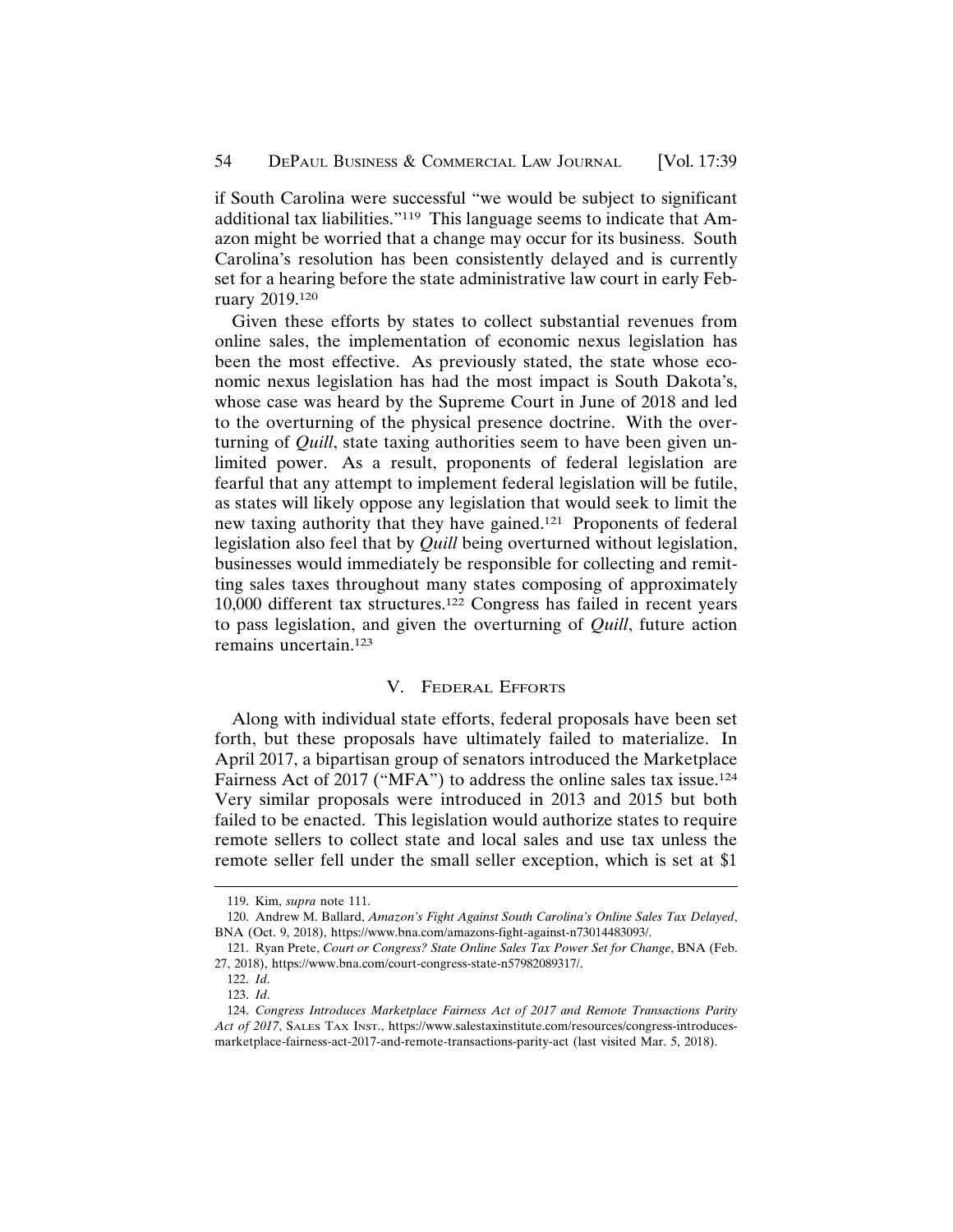if South Carolina were successful "we would be subject to significant additional tax liabilities."[119] This language seems to indicate that Amazon might be worried that a change may occur for its business. South Carolina's resolution has been consistently delayed and is currently set for a hearing before the state administrative law court in early February 2019.[120]

Given these efforts by states to collect substantial revenues from online sales, the implementation of economic nexus legislation has been the most effective. As previously stated, the state whose economic nexus legislation has had the most impact is South Dakota's, whose case was heard by the Supreme Court in June of 2018 and led to the overturning of the physical presence doctrine. With the overturning of *Quill*, state taxing authorities seem to have been given unlimited power. As a result, proponents of federal legislation are fearful that any attempt to implement federal legislation will be futile, as states will likely oppose any legislation that would seek to limit the new taxing authority that they have gained.[121] Proponents of federal legislation also feel that by *Quill* being overturned without legislation, businesses would immediately be responsible for collecting and remitting sales taxes throughout many states composing of approximately 10,000 different tax structures.[122] Congress has failed in recent years to pass legislation, and given the overturning of *Quill*, future action remains uncertain.[123]

## V. Federal Efforts

Along with individual state efforts, federal proposals have been set forth, but these proposals have ultimately failed to materialize. In April 2017, a bipartisan group of senators introduced the Marketplace Fairness Act of 2017 ("MFA") to address the online sales tax issue.[124] Very similar proposals were introduced in 2013 and 2015 but both failed to be enacted. This legislation would authorize states to require remote sellers to collect state and local sales and use tax unless the remote seller fell under the small seller exception, which is set at $1

---

119. Kim, *supra* note 111.

120. Andrew M. Ballard, *Amazon's Fight Against South Carolina's Online Sales Tax Delayed*, BNA (Oct. 9, 2018), https://www.bna.com/amazons-fight-against-n73014483093/.

121. Ryan Prete, *Court or Congress? State Online Sales Tax Power Set for Change*, BNA (Feb. 27, 2018), https://www.bna.com/court-congress-state-n57982089317/.

122. *Id.*

123. *Id.*

124. *Congress Introduces Marketplace Fairness Act of 2017 and Remote Transactions Parity Act of 2017*, Sales Tax Inst., https://www.salestaxinstitute.com/resources/congress-introduces-marketplace-fairness-act-2017-and-remote-transactions-parity-act (last visited Mar. 5, 2018).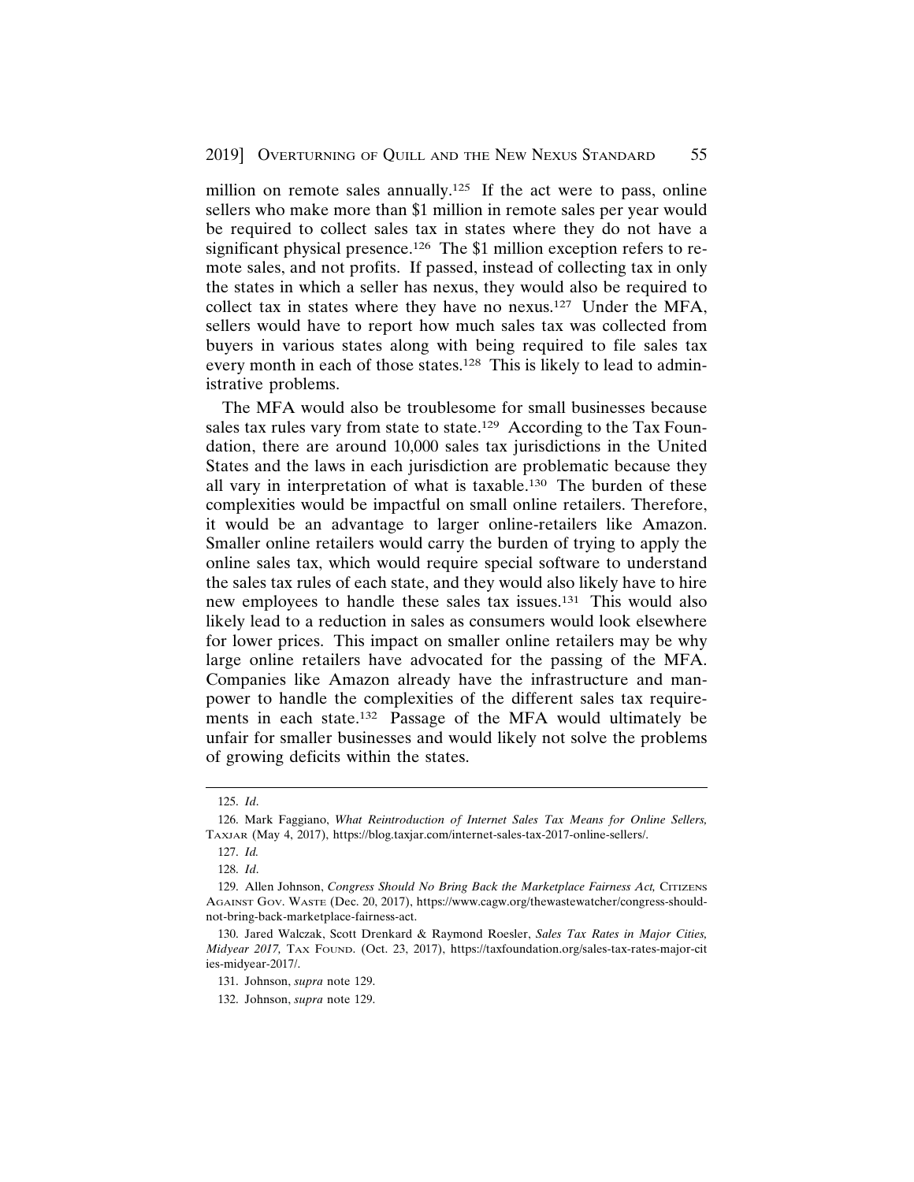million on remote sales annually.[125] If the act were to pass, online sellers who make more than $1 million in remote sales per year would be required to collect sales tax in states where they do not have a significant physical presence.[126] The $1 million exception refers to remote sales, and not profits. If passed, instead of collecting tax in only the states in which a seller has nexus, they would also be required to collect tax in states where they have no nexus.[127] Under the MFA, sellers would have to report how much sales tax was collected from buyers in various states along with being required to file sales tax every month in each of those states.[128] This is likely to lead to administrative problems.

The MFA would also be troublesome for small businesses because sales tax rules vary from state to state.[129] According to the Tax Foundation, there are around 10,000 sales tax jurisdictions in the United States and the laws in each jurisdiction are problematic because they all vary in interpretation of what is taxable.[130] The burden of these complexities would be impactful on small online retailers. Therefore, it would be an advantage to larger online-retailers like Amazon. Smaller online retailers would carry the burden of trying to apply the online sales tax, which would require special software to understand the sales tax rules of each state, and they would also likely have to hire new employees to handle these sales tax issues.[131] This would also likely lead to a reduction in sales as consumers would look elsewhere for lower prices. This impact on smaller online retailers may be why large online retailers have advocated for the passing of the MFA. Companies like Amazon already have the infrastructure and manpower to handle the complexities of the different sales tax requirements in each state.[132] Passage of the MFA would ultimately be unfair for smaller businesses and would likely not solve the problems of growing deficits within the states.

---

125. *Id*.

126. Mark Faggiano, *What Reintroduction of Internet Sales Tax Means for Online Sellers,* TAXJAR (May 4, 2017), https://blog.taxjar.com/internet-sales-tax-2017-online-sellers/.

127. *Id.*

128. *Id*.

129. Allen Johnson, *Congress Should No Bring Back the Marketplace Fairness Act,* CITIZENS AGAINST GOV. WASTE (Dec. 20, 2017), https://www.cagw.org/thewastewatcher/congress-should-not-bring-back-marketplace-fairness-act.

130. Jared Walczak, Scott Drenkard & Raymond Roesler, *Sales Tax Rates in Major Cities, Midyear 2017,* TAX FOUND. (Oct. 23, 2017), https://taxfoundation.org/sales-tax-rates-major-cities-midyear-2017/.

131. Johnson, *supra* note 129.

132. Johnson, *supra* note 129.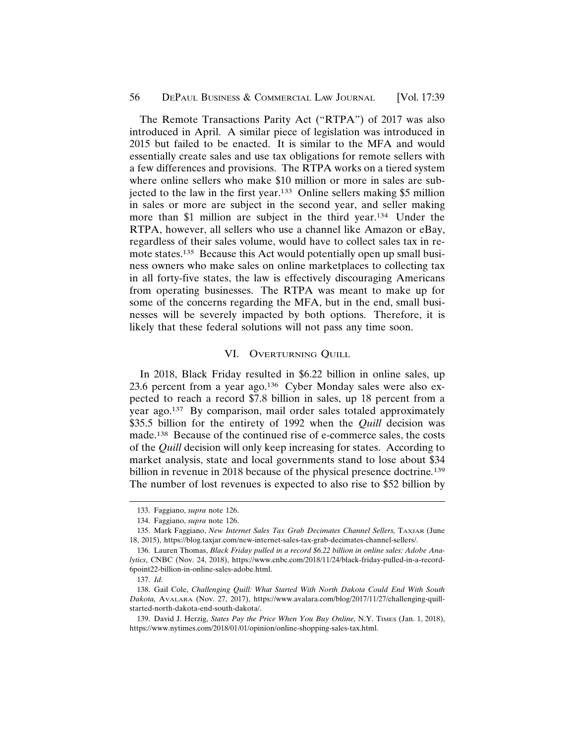The Remote Transactions Parity Act ("RTPA") of 2017 was also introduced in April. A similar piece of legislation was introduced in 2015 but failed to be enacted. It is similar to the MFA and would essentially create sales and use tax obligations for remote sellers with a few differences and provisions. The RTPA works on a tiered system where online sellers who make $10 million or more in sales are subjected to the law in the first year.[133] Online sellers making $5 million in sales or more are subject in the second year, and seller making more than $1 million are subject in the third year.[134] Under the RTPA, however, all sellers who use a channel like Amazon or eBay, regardless of their sales volume, would have to collect sales tax in remote states.[135] Because this Act would potentially open up small business owners who make sales on online marketplaces to collecting tax in all forty-five states, the law is effectively discouraging Americans from operating businesses. The RTPA was meant to make up for some of the concerns regarding the MFA, but in the end, small businesses will be severely impacted by both options. Therefore, it is likely that these federal solutions will not pass any time soon.

## VI. Overturning Quill

In 2018, Black Friday resulted in $6.22 billion in online sales, up 23.6 percent from a year ago.[136] Cyber Monday sales were also expected to reach a record $7.8 billion in sales, up 18 percent from a year ago.[137] By comparison, mail order sales totaled approximately $35.5 billion for the entirety of 1992 when the *Quill* decision was made.[138] Because of the continued rise of e-commerce sales, the costs of the *Quill* decision will only keep increasing for states. According to market analysis, state and local governments stand to lose about $34 billion in revenue in 2018 because of the physical presence doctrine.[139] The number of lost revenues is expected to also rise to $52 billion by

---

133. Faggiano, *supra* note 126.

134. Faggiano, *supra* note 126.

135. Mark Faggiano, *New Internet Sales Tax Grab Decimates Channel Sellers,* TaxJar (June 18, 2015), https://blog.taxjar.com/new-internet-sales-tax-grab-decimates-channel-sellers/.

136. Lauren Thomas, *Black Friday pulled in a record $6.22 billion in online sales: Adobe Analytics*, CNBC (Nov. 24, 2018), https://www.cnbc.com/2018/11/24/black-friday-pulled-in-a-record-6point22-billion-in-online-sales-adobe.html.

137. *Id*.

138. Gail Cole, *Challenging Quill: What Started With North Dakota Could End With South Dakota,* Avalara (Nov. 27, 2017), https://www.avalara.com/blog/2017/11/27/challenging-quill-started-north-dakota-end-south-dakota/.

139. David J. Herzig, *States Pay the Price When You Buy Online,* N.Y. Times (Jan. 1, 2018), https://www.nytimes.com/2018/01/01/opinion/online-shopping-sales-tax.html.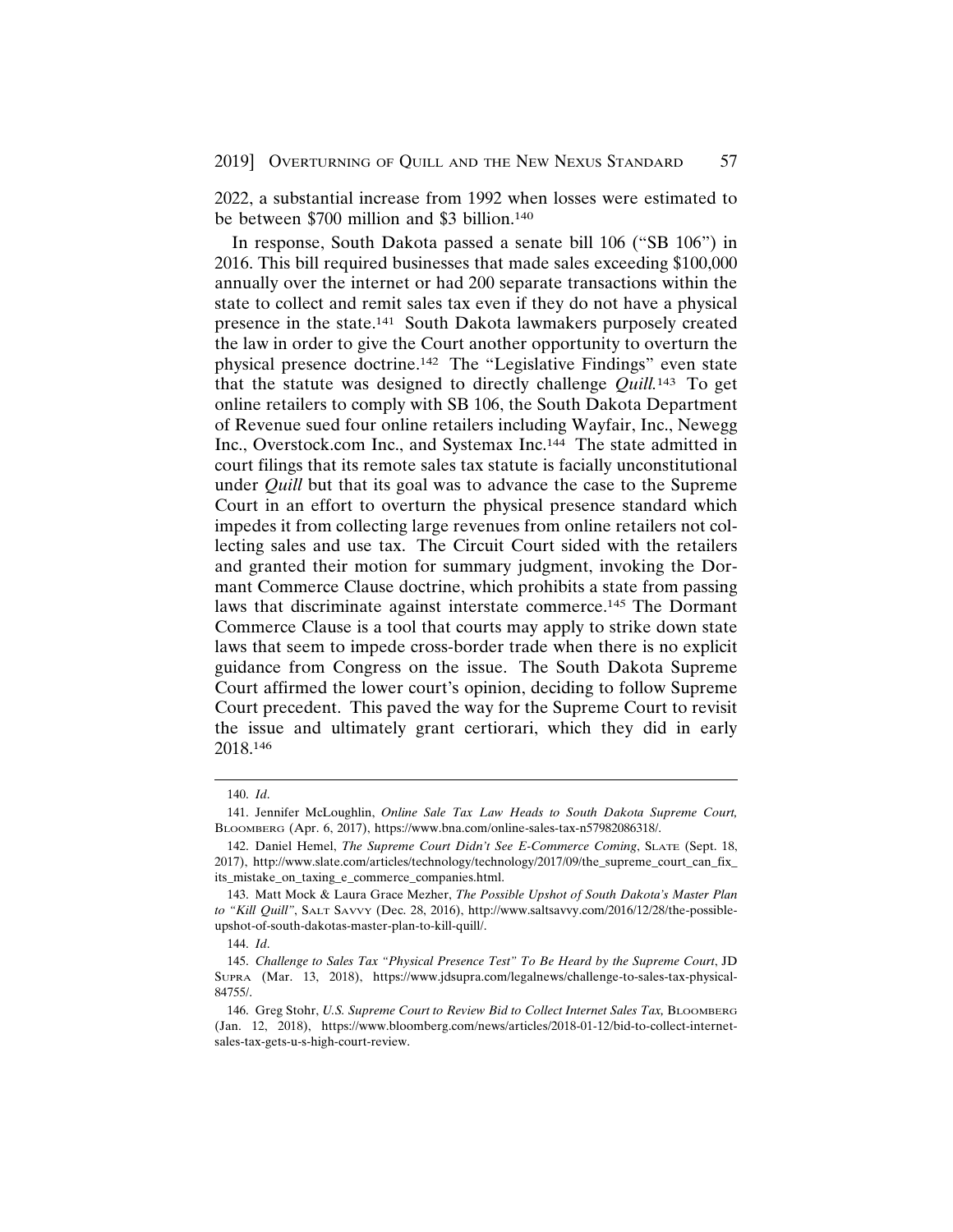2022, a substantial increase from 1992 when losses were estimated to be between $700 million and $3 billion.[140]

In response, South Dakota passed a senate bill 106 ("SB 106") in 2016. This bill required businesses that made sales exceeding $100,000 annually over the internet or had 200 separate transactions within the state to collect and remit sales tax even if they do not have a physical presence in the state.[141] South Dakota lawmakers purposely created the law in order to give the Court another opportunity to overturn the physical presence doctrine.[142] The "Legislative Findings" even state that the statute was designed to directly challenge *Quill*.[143] To get online retailers to comply with SB 106, the South Dakota Department of Revenue sued four online retailers including Wayfair, Inc., Newegg Inc., Overstock.com Inc., and Systemax Inc.[144] The state admitted in court filings that its remote sales tax statute is facially unconstitutional under *Quill* but that its goal was to advance the case to the Supreme Court in an effort to overturn the physical presence standard which impedes it from collecting large revenues from online retailers not collecting sales and use tax. The Circuit Court sided with the retailers and granted their motion for summary judgment, invoking the Dormant Commerce Clause doctrine, which prohibits a state from passing laws that discriminate against interstate commerce.[145] The Dormant Commerce Clause is a tool that courts may apply to strike down state laws that seem to impede cross-border trade when there is no explicit guidance from Congress on the issue. The South Dakota Supreme Court affirmed the lower court's opinion, deciding to follow Supreme Court precedent. This paved the way for the Supreme Court to revisit the issue and ultimately grant certiorari, which they did in early 2018.[146]

---

140. *Id*.

141. Jennifer McLoughlin, *Online Sale Tax Law Heads to South Dakota Supreme Court,* BLOOMBERG (Apr. 6, 2017), https://www.bna.com/online-sales-tax-n57982086318/.

142. Daniel Hemel, *The Supreme Court Didn't See E-Commerce Coming*, SLATE (Sept. 18, 2017), http://www.slate.com/articles/technology/technology/2017/09/the_supreme_court_can_fix_its_mistake_on_taxing_e_commerce_companies.html.

143. Matt Mock & Laura Grace Mezher, *The Possible Upshot of South Dakota's Master Plan to "Kill Quill"*, SALT SAVVY (Dec. 28, 2016), http://www.saltsavvy.com/2016/12/28/the-possible-upshot-of-south-dakotas-master-plan-to-kill-quill/.

144. *Id*.

145. *Challenge to Sales Tax "Physical Presence Test" To Be Heard by the Supreme Court*, JD SUPRA (Mar. 13, 2018), https://www.jdsupra.com/legalnews/challenge-to-sales-tax-physical-84755/.

146. Greg Stohr, *U.S. Supreme Court to Review Bid to Collect Internet Sales Tax,* BLOOMBERG (Jan. 12, 2018), https://www.bloomberg.com/news/articles/2018-01-12/bid-to-collect-internet-sales-tax-gets-u-s-high-court-review.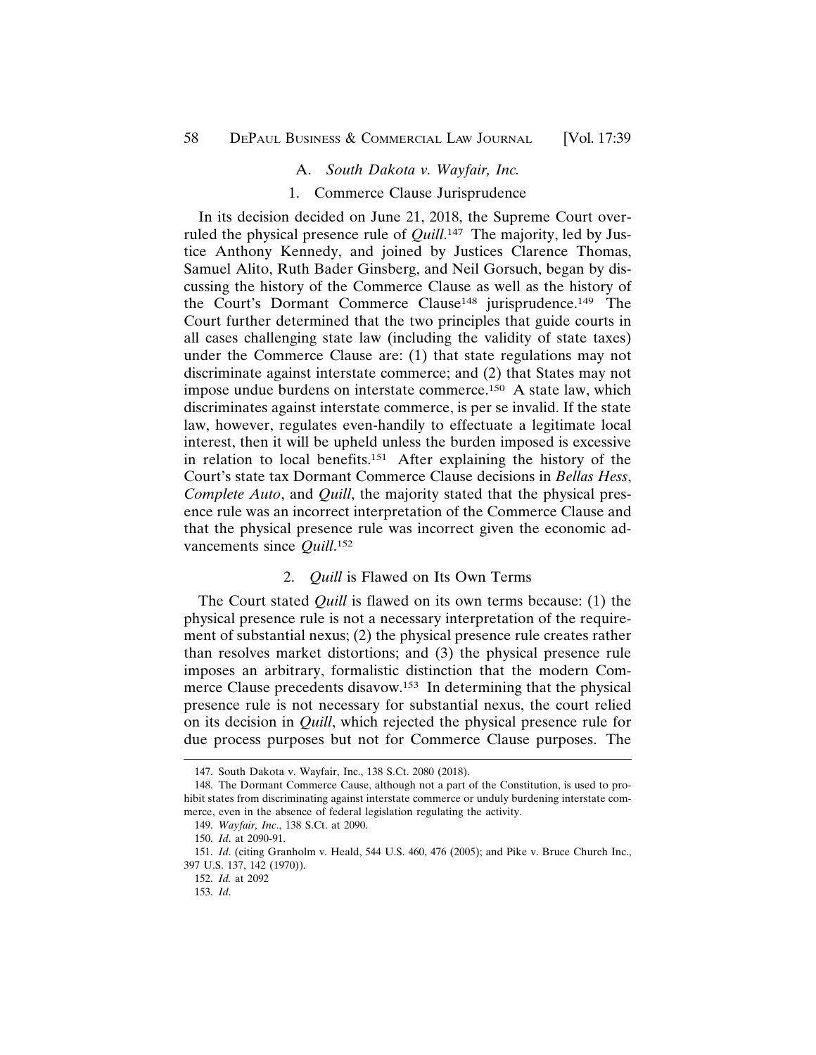### A. *South Dakota v. Wayfair, Inc.*

#### 1. Commerce Clause Jurisprudence

In its decision decided on June 21, 2018, the Supreme Court overruled the physical presence rule of *Quill*.[147] The majority, led by Justice Anthony Kennedy, and joined by Justices Clarence Thomas, Samuel Alito, Ruth Bader Ginsberg, and Neil Gorsuch, began by discussing the history of the Commerce Clause as well as the history of the Court's Dormant Commerce Clause[148] jurisprudence.[149] The Court further determined that the two principles that guide courts in all cases challenging state law (including the validity of state taxes) under the Commerce Clause are: (1) that state regulations may not discriminate against interstate commerce; and (2) that States may not impose undue burdens on interstate commerce.[150] A state law, which discriminates against interstate commerce, is per se invalid. If the state law, however, regulates even-handily to effectuate a legitimate local interest, then it will be upheld unless the burden imposed is excessive in relation to local benefits.[151] After explaining the history of the Court's state tax Dormant Commerce Clause decisions in *Bellas Hess*, *Complete Auto*, and *Quill*, the majority stated that the physical presence rule was an incorrect interpretation of the Commerce Clause and that the physical presence rule was incorrect given the economic advancements since *Quill*.[152]

#### 2. *Quill* is Flawed on Its Own Terms

The Court stated *Quill* is flawed on its own terms because: (1) the physical presence rule is not a necessary interpretation of the requirement of substantial nexus; (2) the physical presence rule creates rather than resolves market distortions; and (3) the physical presence rule imposes an arbitrary, formalistic distinction that the modern Commerce Clause precedents disavow.[153] In determining that the physical presence rule is not necessary for substantial nexus, the court relied on its decision in *Quill*, which rejected the physical presence rule for due process purposes but not for Commerce Clause purposes. The

147. South Dakota v. Wayfair, Inc., 138 S.Ct. 2080 (2018).

148. The Dormant Commerce Cause, although not a part of the Constitution, is used to prohibit states from discriminating against interstate commerce or unduly burdening interstate commerce, even in the absence of federal legislation regulating the activity.

149. *Wayfair, Inc*., 138 S.Ct. at 2090.

150. *Id*. at 2090-91.

151. *Id*. (citing Granholm v. Heald, 544 U.S. 460, 476 (2005); and Pike v. Bruce Church Inc., 397 U.S. 137, 142 (1970)).

152. *Id.* at 2092

153. *Id*.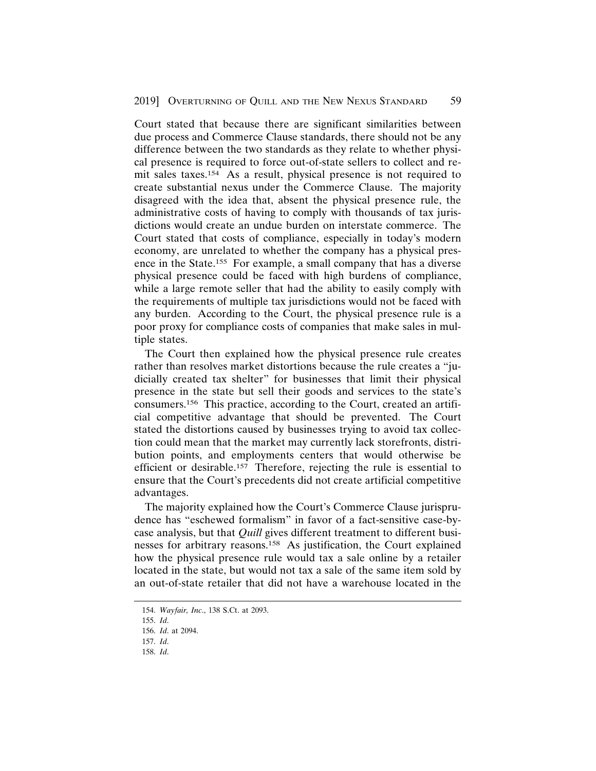Court stated that because there are significant similarities between due process and Commerce Clause standards, there should not be any difference between the two standards as they relate to whether physical presence is required to force out-of-state sellers to collect and remit sales taxes.[154] As a result, physical presence is not required to create substantial nexus under the Commerce Clause. The majority disagreed with the idea that, absent the physical presence rule, the administrative costs of having to comply with thousands of tax jurisdictions would create an undue burden on interstate commerce. The Court stated that costs of compliance, especially in today's modern economy, are unrelated to whether the company has a physical presence in the State.[155] For example, a small company that has a diverse physical presence could be faced with high burdens of compliance, while a large remote seller that had the ability to easily comply with the requirements of multiple tax jurisdictions would not be faced with any burden. According to the Court, the physical presence rule is a poor proxy for compliance costs of companies that make sales in multiple states.

The Court then explained how the physical presence rule creates rather than resolves market distortions because the rule creates a "judicially created tax shelter" for businesses that limit their physical presence in the state but sell their goods and services to the state's consumers.[156] This practice, according to the Court, created an artificial competitive advantage that should be prevented. The Court stated the distortions caused by businesses trying to avoid tax collection could mean that the market may currently lack storefronts, distribution points, and employments centers that would otherwise be efficient or desirable.[157] Therefore, rejecting the rule is essential to ensure that the Court's precedents did not create artificial competitive advantages.

The majority explained how the Court's Commerce Clause jurisprudence has "eschewed formalism" in favor of a fact-sensitive case-by-case analysis, but that *Quill* gives different treatment to different businesses for arbitrary reasons.[158] As justification, the Court explained how the physical presence rule would tax a sale online by a retailer located in the state, but would not tax a sale of the same item sold by an out-of-state retailer that did not have a warehouse located in the

154. *Wayfair, Inc*., 138 S.Ct. at 2093.
155. *Id*.
156. *Id*. at 2094.
157. *Id*.
158. *Id*.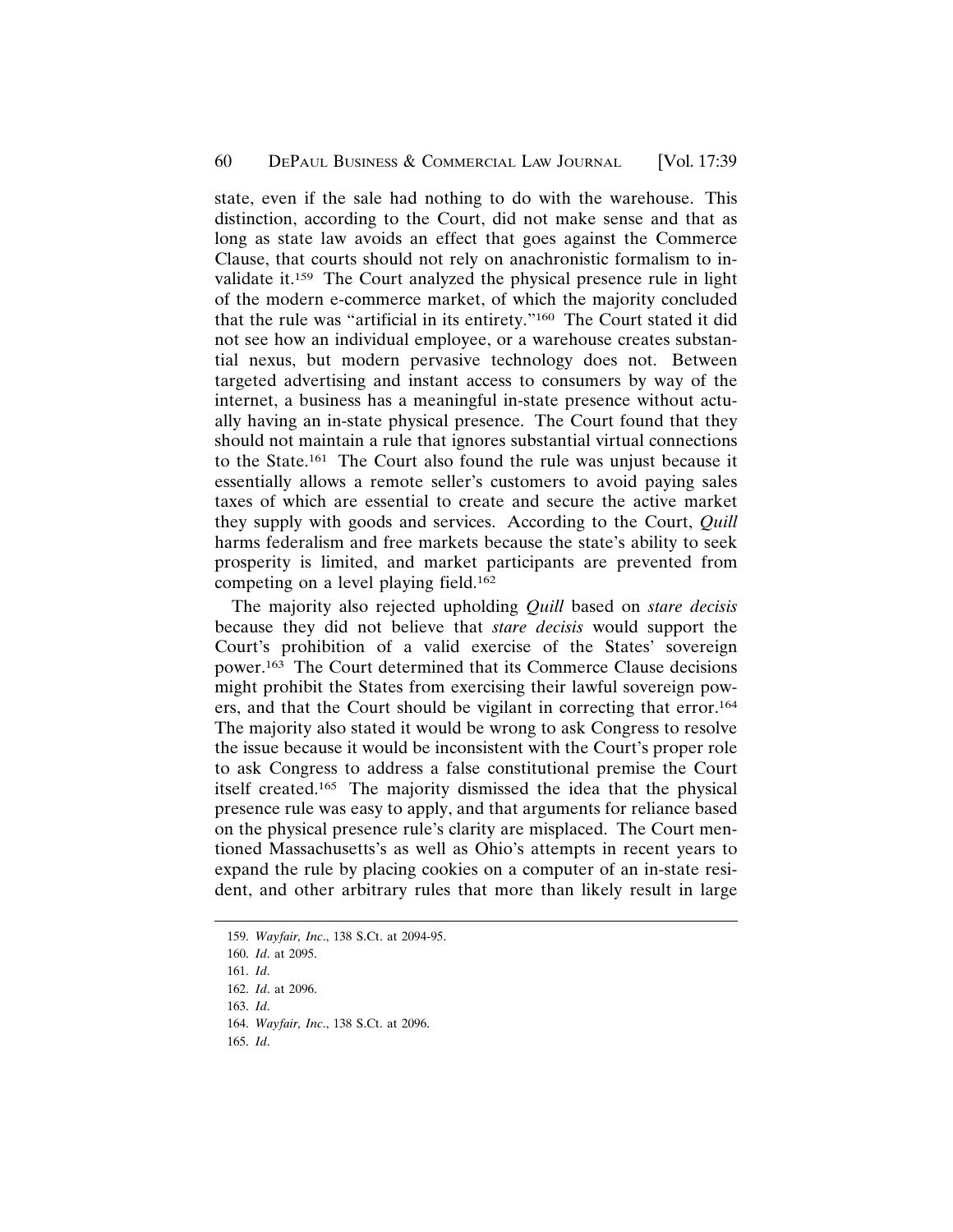state, even if the sale had nothing to do with the warehouse. This distinction, according to the Court, did not make sense and that as long as state law avoids an effect that goes against the Commerce Clause, that courts should not rely on anachronistic formalism to invalidate it.[159] The Court analyzed the physical presence rule in light of the modern e-commerce market, of which the majority concluded that the rule was "artificial in its entirety."[160] The Court stated it did not see how an individual employee, or a warehouse creates substantial nexus, but modern pervasive technology does not. Between targeted advertising and instant access to consumers by way of the internet, a business has a meaningful in-state presence without actually having an in-state physical presence. The Court found that they should not maintain a rule that ignores substantial virtual connections to the State.[161] The Court also found the rule was unjust because it essentially allows a remote seller's customers to avoid paying sales taxes of which are essential to create and secure the active market they supply with goods and services. According to the Court, *Quill* harms federalism and free markets because the state's ability to seek prosperity is limited, and market participants are prevented from competing on a level playing field.[162]

The majority also rejected upholding *Quill* based on *stare decisis* because they did not believe that *stare decisis* would support the Court's prohibition of a valid exercise of the States' sovereign power.[163] The Court determined that its Commerce Clause decisions might prohibit the States from exercising their lawful sovereign powers, and that the Court should be vigilant in correcting that error.[164] The majority also stated it would be wrong to ask Congress to resolve the issue because it would be inconsistent with the Court's proper role to ask Congress to address a false constitutional premise the Court itself created.[165] The majority dismissed the idea that the physical presence rule was easy to apply, and that arguments for reliance based on the physical presence rule's clarity are misplaced. The Court mentioned Massachusetts's as well as Ohio's attempts in recent years to expand the rule by placing cookies on a computer of an in-state resident, and other arbitrary rules that more than likely result in large

159. *Wayfair, Inc*., 138 S.Ct. at 2094-95.

160. *Id*. at 2095.

161. *Id*.

162. *Id*. at 2096.

163. *Id*.

164. *Wayfair, Inc*., 138 S.Ct. at 2096.

165. *Id*.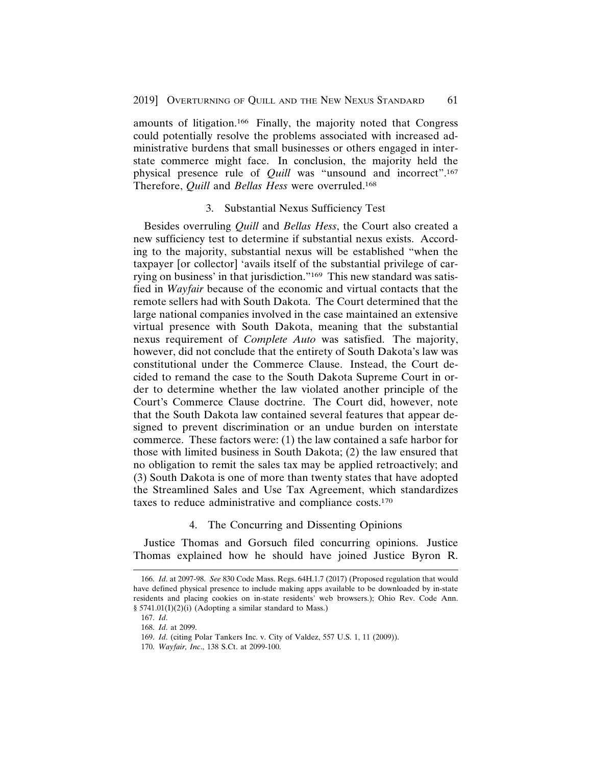amounts of litigation.[166] Finally, the majority noted that Congress could potentially resolve the problems associated with increased administrative burdens that small businesses or others engaged in interstate commerce might face. In conclusion, the majority held the physical presence rule of *Quill* was "unsound and incorrect".[167] Therefore, *Quill* and *Bellas Hess* were overruled.[168]

### 3. Substantial Nexus Sufficiency Test

Besides overruling *Quill* and *Bellas Hess*, the Court also created a new sufficiency test to determine if substantial nexus exists. According to the majority, substantial nexus will be established "when the taxpayer [or collector] 'avails itself of the substantial privilege of carrying on business' in that jurisdiction."[169] This new standard was satisfied in *Wayfair* because of the economic and virtual contacts that the remote sellers had with South Dakota. The Court determined that the large national companies involved in the case maintained an extensive virtual presence with South Dakota, meaning that the substantial nexus requirement of *Complete Auto* was satisfied. The majority, however, did not conclude that the entirety of South Dakota's law was constitutional under the Commerce Clause. Instead, the Court decided to remand the case to the South Dakota Supreme Court in order to determine whether the law violated another principle of the Court's Commerce Clause doctrine. The Court did, however, note that the South Dakota law contained several features that appear designed to prevent discrimination or an undue burden on interstate commerce. These factors were: (1) the law contained a safe harbor for those with limited business in South Dakota; (2) the law ensured that no obligation to remit the sales tax may be applied retroactively; and (3) South Dakota is one of more than twenty states that have adopted the Streamlined Sales and Use Tax Agreement, which standardizes taxes to reduce administrative and compliance costs.[170]

### 4. The Concurring and Dissenting Opinions

Justice Thomas and Gorsuch filed concurring opinions. Justice Thomas explained how he should have joined Justice Byron R.

---

166. *Id*. at 2097-98. *See* 830 Code Mass. Regs. 64H.1.7 (2017) (Proposed regulation that would have defined physical presence to include making apps available to be downloaded by in-state residents and placing cookies on in-state residents' web browsers.); Ohio Rev. Code Ann. § 5741.01(I)(2)(i) (Adopting a similar standard to Mass.)

167. *Id*.

168. *Id*. at 2099.

169. *Id*. (citing Polar Tankers Inc. v. City of Valdez, 557 U.S. 1, 11 (2009)).

170. *Wayfair, Inc*., 138 S.Ct. at 2099-100.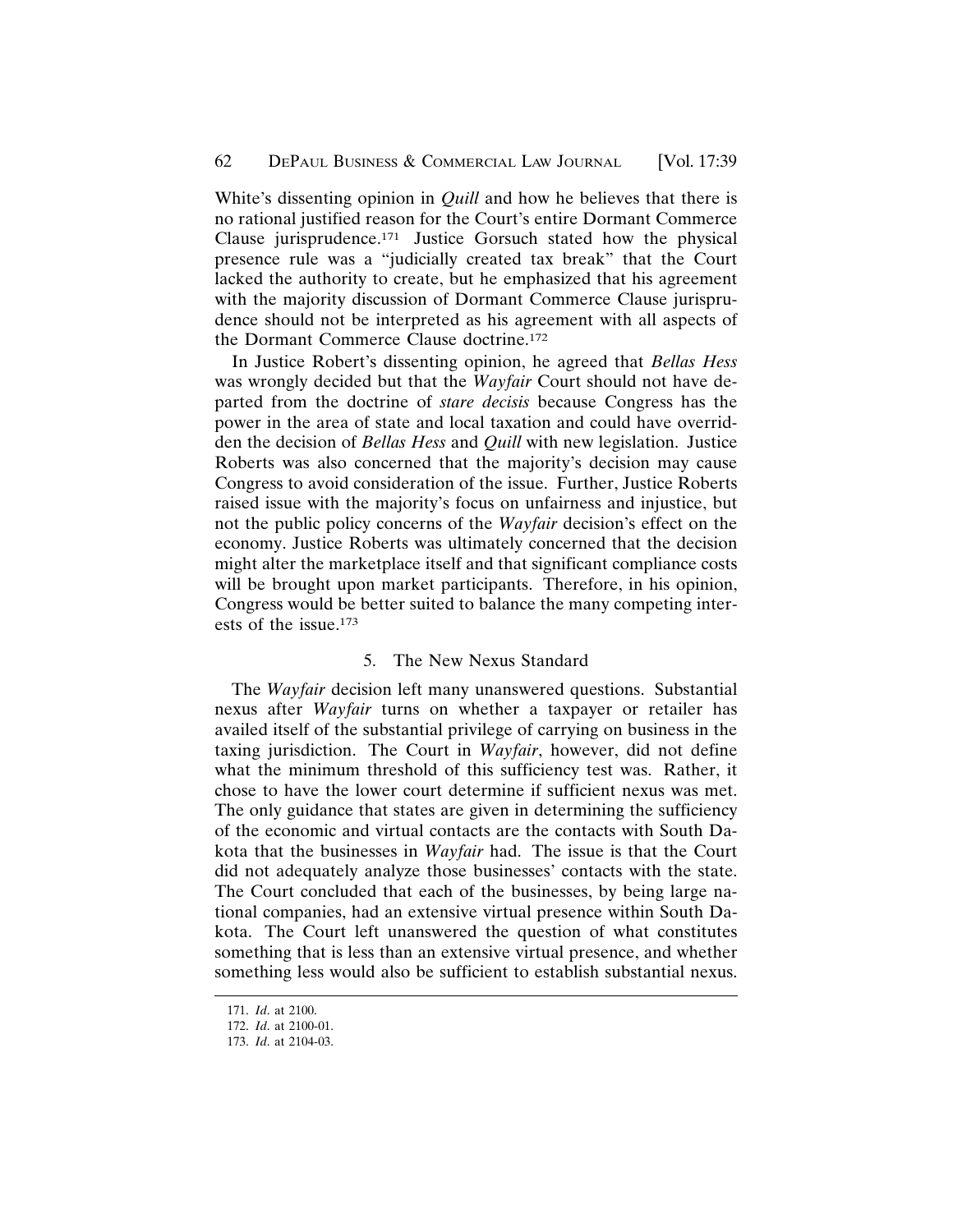White's dissenting opinion in *Quill* and how he believes that there is no rational justified reason for the Court's entire Dormant Commerce Clause jurisprudence.[171] Justice Gorsuch stated how the physical presence rule was a "judicially created tax break" that the Court lacked the authority to create, but he emphasized that his agreement with the majority discussion of Dormant Commerce Clause jurisprudence should not be interpreted as his agreement with all aspects of the Dormant Commerce Clause doctrine.[172]

In Justice Robert's dissenting opinion, he agreed that *Bellas Hess* was wrongly decided but that the *Wayfair* Court should not have departed from the doctrine of *stare decisis* because Congress has the power in the area of state and local taxation and could have overridden the decision of *Bellas Hess* and *Quill* with new legislation. Justice Roberts was also concerned that the majority's decision may cause Congress to avoid consideration of the issue. Further, Justice Roberts raised issue with the majority's focus on unfairness and injustice, but not the public policy concerns of the *Wayfair* decision's effect on the economy. Justice Roberts was ultimately concerned that the decision might alter the marketplace itself and that significant compliance costs will be brought upon market participants. Therefore, in his opinion, Congress would be better suited to balance the many competing interests of the issue.[173]

### 5. The New Nexus Standard

The *Wayfair* decision left many unanswered questions. Substantial nexus after *Wayfair* turns on whether a taxpayer or retailer has availed itself of the substantial privilege of carrying on business in the taxing jurisdiction. The Court in *Wayfair*, however, did not define what the minimum threshold of this sufficiency test was. Rather, it chose to have the lower court determine if sufficient nexus was met. The only guidance that states are given in determining the sufficiency of the economic and virtual contacts are the contacts with South Dakota that the businesses in *Wayfair* had. The issue is that the Court did not adequately analyze those businesses' contacts with the state. The Court concluded that each of the businesses, by being large national companies, had an extensive virtual presence within South Dakota. The Court left unanswered the question of what constitutes something that is less than an extensive virtual presence, and whether something less would also be sufficient to establish substantial nexus.

171. *Id*. at 2100.

172. *Id*. at 2100-01.

173. *Id*. at 2104-03.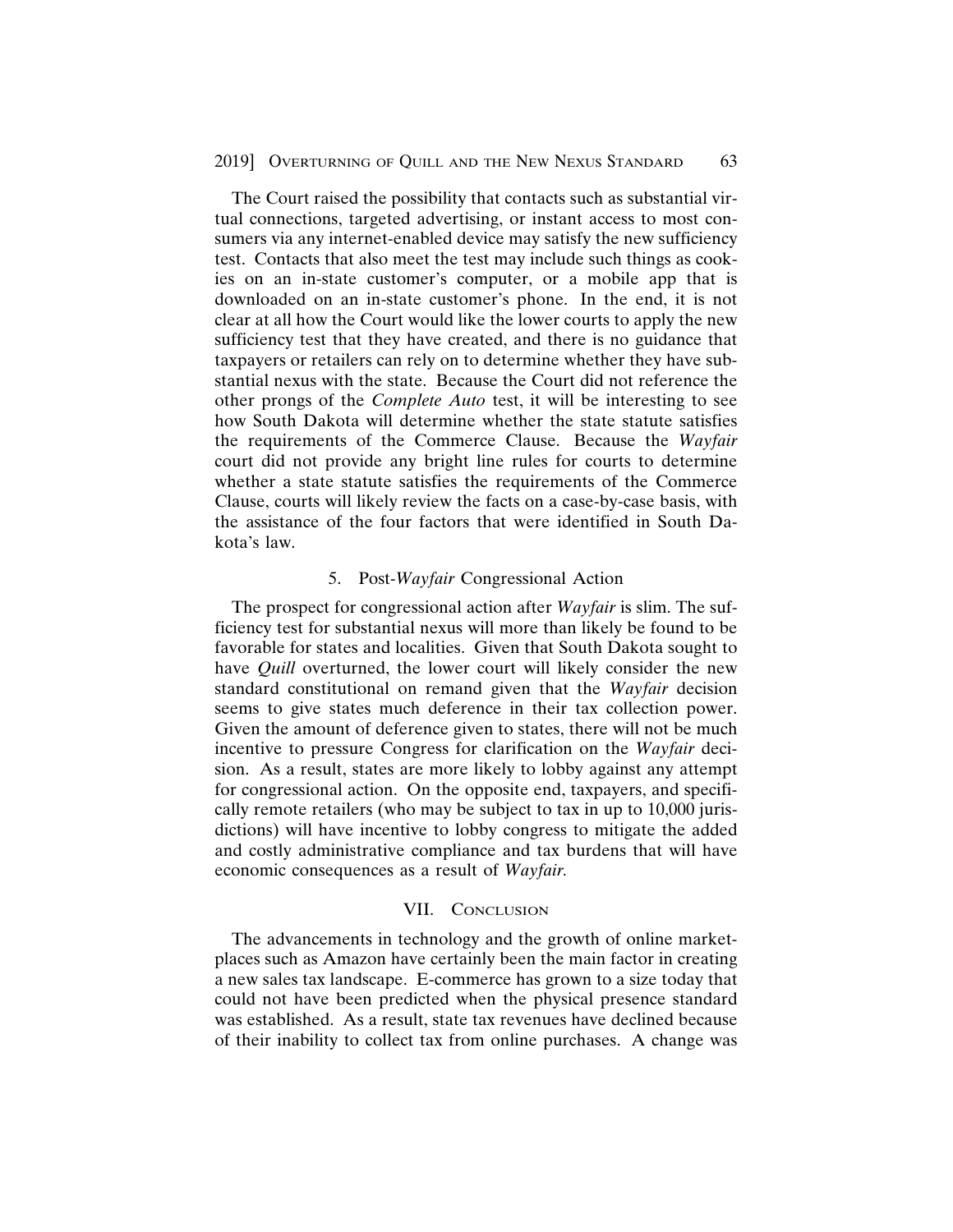The Court raised the possibility that contacts such as substantial virtual connections, targeted advertising, or instant access to most consumers via any internet-enabled device may satisfy the new sufficiency test. Contacts that also meet the test may include such things as cookies on an in-state customer's computer, or a mobile app that is downloaded on an in-state customer's phone. In the end, it is not clear at all how the Court would like the lower courts to apply the new sufficiency test that they have created, and there is no guidance that taxpayers or retailers can rely on to determine whether they have substantial nexus with the state. Because the Court did not reference the other prongs of the *Complete Auto* test, it will be interesting to see how South Dakota will determine whether the state statute satisfies the requirements of the Commerce Clause. Because the *Wayfair* court did not provide any bright line rules for courts to determine whether a state statute satisfies the requirements of the Commerce Clause, courts will likely review the facts on a case-by-case basis, with the assistance of the four factors that were identified in South Dakota's law.

### 5. Post-*Wayfair* Congressional Action

The prospect for congressional action after *Wayfair* is slim. The sufficiency test for substantial nexus will more than likely be found to be favorable for states and localities. Given that South Dakota sought to have *Quill* overturned, the lower court will likely consider the new standard constitutional on remand given that the *Wayfair* decision seems to give states much deference in their tax collection power. Given the amount of deference given to states, there will not be much incentive to pressure Congress for clarification on the *Wayfair* decision. As a result, states are more likely to lobby against any attempt for congressional action. On the opposite end, taxpayers, and specifically remote retailers (who may be subject to tax in up to 10,000 jurisdictions) will have incentive to lobby congress to mitigate the added and costly administrative compliance and tax burdens that will have economic consequences as a result of *Wayfair*.

## VII. Conclusion

The advancements in technology and the growth of online marketplaces such as Amazon have certainly been the main factor in creating a new sales tax landscape. E-commerce has grown to a size today that could not have been predicted when the physical presence standard was established. As a result, state tax revenues have declined because of their inability to collect tax from online purchases. A change was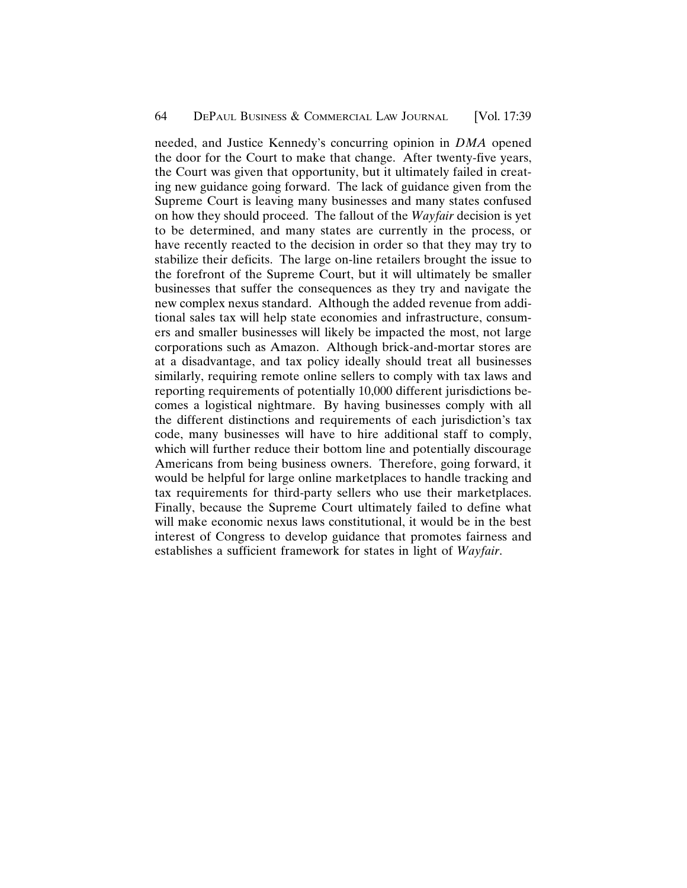needed, and Justice Kennedy's concurring opinion in *DMA* opened the door for the Court to make that change. After twenty-five years, the Court was given that opportunity, but it ultimately failed in creating new guidance going forward. The lack of guidance given from the Supreme Court is leaving many businesses and many states confused on how they should proceed. The fallout of the *Wayfair* decision is yet to be determined, and many states are currently in the process, or have recently reacted to the decision in order so that they may try to stabilize their deficits. The large on-line retailers brought the issue to the forefront of the Supreme Court, but it will ultimately be smaller businesses that suffer the consequences as they try and navigate the new complex nexus standard. Although the added revenue from additional sales tax will help state economies and infrastructure, consumers and smaller businesses will likely be impacted the most, not large corporations such as Amazon. Although brick-and-mortar stores are at a disadvantage, and tax policy ideally should treat all businesses similarly, requiring remote online sellers to comply with tax laws and reporting requirements of potentially 10,000 different jurisdictions becomes a logistical nightmare. By having businesses comply with all the different distinctions and requirements of each jurisdiction's tax code, many businesses will have to hire additional staff to comply, which will further reduce their bottom line and potentially discourage Americans from being business owners. Therefore, going forward, it would be helpful for large online marketplaces to handle tracking and tax requirements for third-party sellers who use their marketplaces. Finally, because the Supreme Court ultimately failed to define what will make economic nexus laws constitutional, it would be in the best interest of Congress to develop guidance that promotes fairness and establishes a sufficient framework for states in light of *Wayfair*.